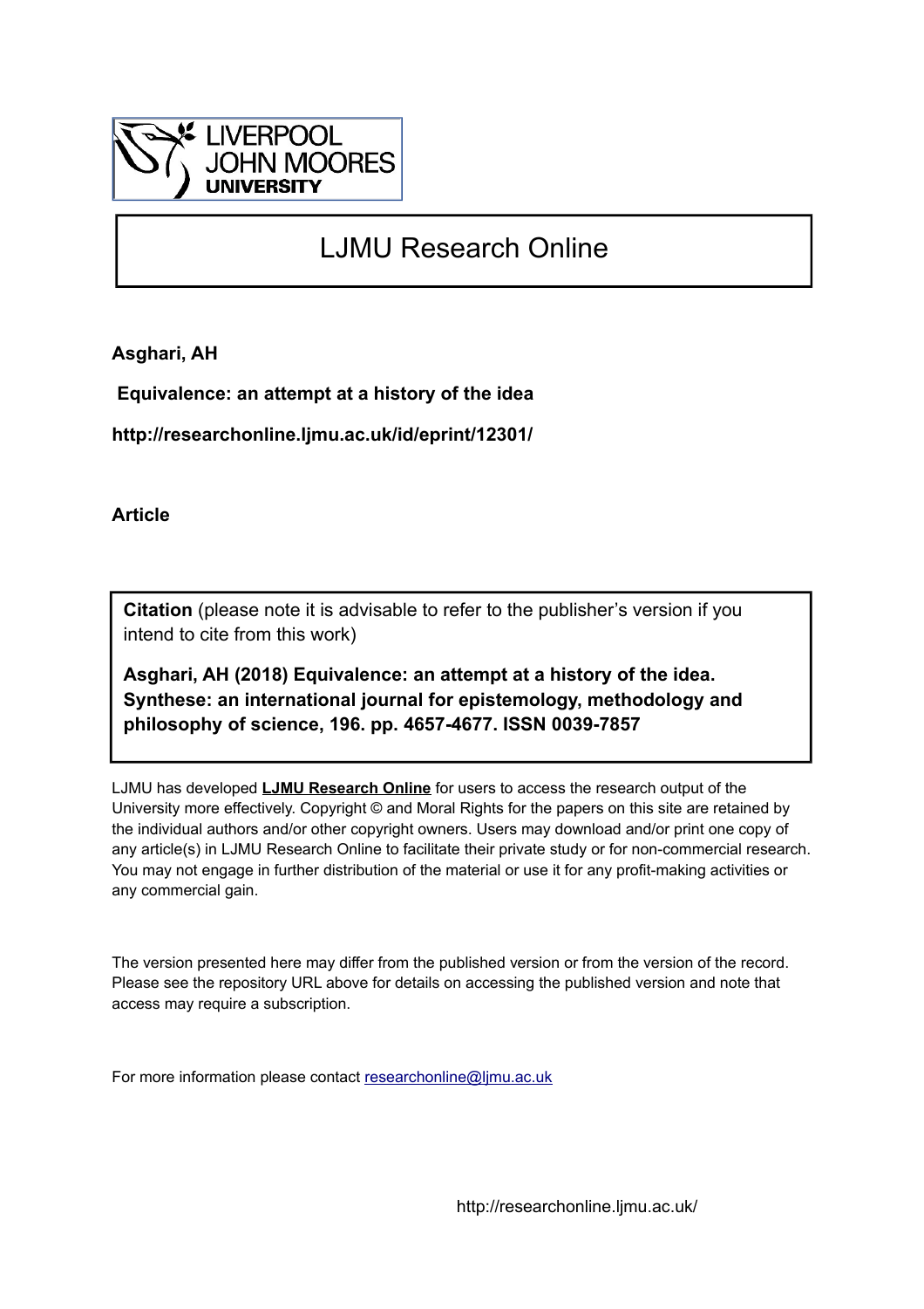# LJMU Research Online

**Asghari, AH**

**Equivalence: an attempt at a history of the idea**

**http://researchonline.ljmu.ac.uk/id/eprint/12301/**

**Article**

**Citation** (please note it is advisable to refer to the publisher's version if you intend to cite from this work)

**Asghari, AH (2018) Equivalence: an attempt at a history of the idea. Synthese: an international journal for epistemology, methodology and philosophy of science, 196. pp. 4657-4677. ISSN 0039-7857**

LJMU has developed **LJMU Research Online** for users to access the research output of the University more effectively. Copyright © and Moral Rights for the papers on this site are retained by the individual authors and/or other copyright owners. Users may download and/or print one copy of any article(s) in LJMU Research Online to facilitate their private study or for non-commercial research. You may not engage in further distribution of the material or use it for any profit-making activities or any commercial gain.

The version presented here may differ from the published version or from the version of the record. Please see the repository URL above for details on accessing the published version and note that access may require a subscription.

For more information please contact researchonline@ljmu.ac.uk

http://researchonline.ljmu.ac.uk/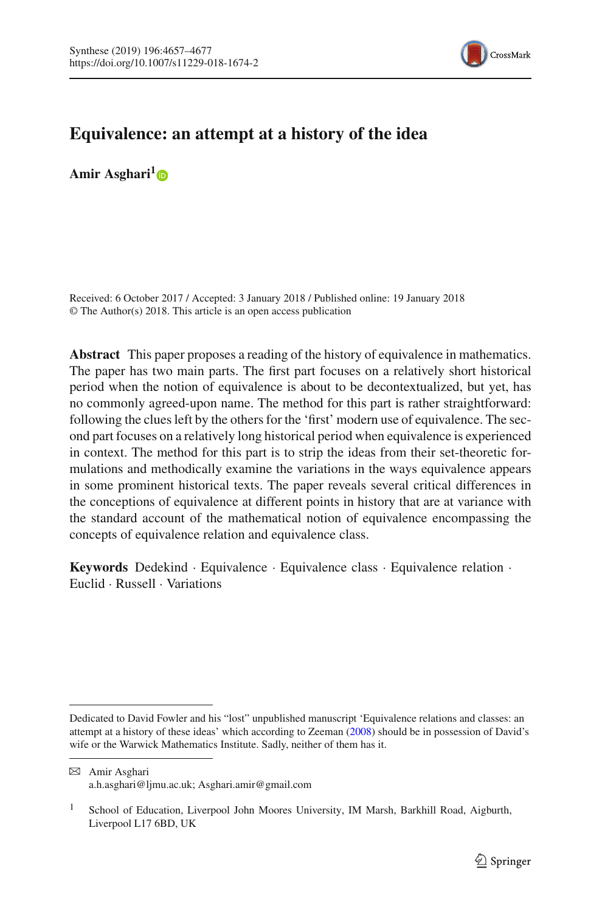# Equivalence: an attempt at a history of the idea

**Amir Asghari**[1]

Received: 6 October 2017 / Accepted: 3 January 2018 / Published online: 19 January 2018
© The Author(s) 2018. This article is an open access publication

**Abstract** This paper proposes a reading of the history of equivalence in mathematics. The paper has two main parts. The first part focuses on a relatively short historical period when the notion of equivalence is about to be decontextualized, but yet, has no commonly agreed-upon name. The method for this part is rather straightforward: following the clues left by the others for the 'first' modern use of equivalence. The second part focuses on a relatively long historical period when equivalence is experienced in context. The method for this part is to strip the ideas from their set-theoretic formulations and methodically examine the variations in the ways equivalence appears in some prominent historical texts. The paper reveals several critical differences in the conceptions of equivalence at different points in history that are at variance with the standard account of the mathematical notion of equivalence encompassing the concepts of equivalence relation and equivalence class.

**Keywords** Dedekind · Equivalence · Equivalence class · Equivalence relation · Euclid · Russell · Variations

---

Dedicated to David Fowler and his "lost" unpublished manuscript 'Equivalence relations and classes: an attempt at a history of these ideas' which according to Zeeman (2008) should be in possession of David's wife or the Warwick Mathematics Institute. Sadly, neither of them has it.

---

✉ Amir Asghari
a.h.asghari@ljmu.ac.uk; Asghari.amir@gmail.com

[1] School of Education, Liverpool John Moores University, IM Marsh, Barkhill Road, Aigburth, Liverpool L17 6BD, UK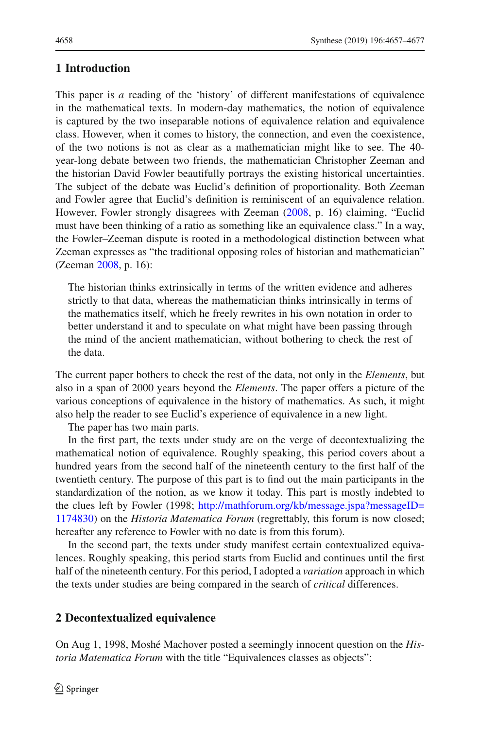## 1 Introduction

This paper is *a* reading of the 'history' of different manifestations of equivalence in the mathematical texts. In modern-day mathematics, the notion of equivalence is captured by the two inseparable notions of equivalence relation and equivalence class. However, when it comes to history, the connection, and even the coexistence, of the two notions is not as clear as a mathematician might like to see. The 40-year-long debate between two friends, the mathematician Christopher Zeeman and the historian David Fowler beautifully portrays the existing historical uncertainties. The subject of the debate was Euclid's definition of proportionality. Both Zeeman and Fowler agree that Euclid's definition is reminiscent of an equivalence relation. However, Fowler strongly disagrees with Zeeman (2008, p. 16) claiming, "Euclid must have been thinking of a ratio as something like an equivalence class." In a way, the Fowler–Zeeman dispute is rooted in a methodological distinction between what Zeeman expresses as "the traditional opposing roles of historian and mathematician" (Zeeman 2008, p. 16):

> The historian thinks extrinsically in terms of the written evidence and adheres strictly to that data, whereas the mathematician thinks intrinsically in terms of the mathematics itself, which he freely rewrites in his own notation in order to better understand it and to speculate on what might have been passing through the mind of the ancient mathematician, without bothering to check the rest of the data.

The current paper bothers to check the rest of the data, not only in the *Elements*, but also in a span of 2000 years beyond the *Elements*. The paper offers a picture of the various conceptions of equivalence in the history of mathematics. As such, it might also help the reader to see Euclid's experience of equivalence in a new light.

The paper has two main parts.

In the first part, the texts under study are on the verge of decontextualizing the mathematical notion of equivalence. Roughly speaking, this period covers about a hundred years from the second half of the nineteenth century to the first half of the twentieth century. The purpose of this part is to find out the main participants in the standardization of the notion, as we know it today. This part is mostly indebted to the clues left by Fowler (1998; http://mathforum.org/kb/message.jspa?messageID=1174830) on the *Historia Matematica Forum* (regrettably, this forum is now closed; hereafter any reference to Fowler with no date is from this forum).

In the second part, the texts under study manifest certain contextualized equivalences. Roughly speaking, this period starts from Euclid and continues until the first half of the nineteenth century. For this period, I adopted a *variation* approach in which the texts under studies are being compared in the search of *critical* differences.

## 2 Decontextualized equivalence

On Aug 1, 1998, Moshé Machover posted a seemingly innocent question on the *Historia Matematica Forum* with the title "Equivalences classes as objects":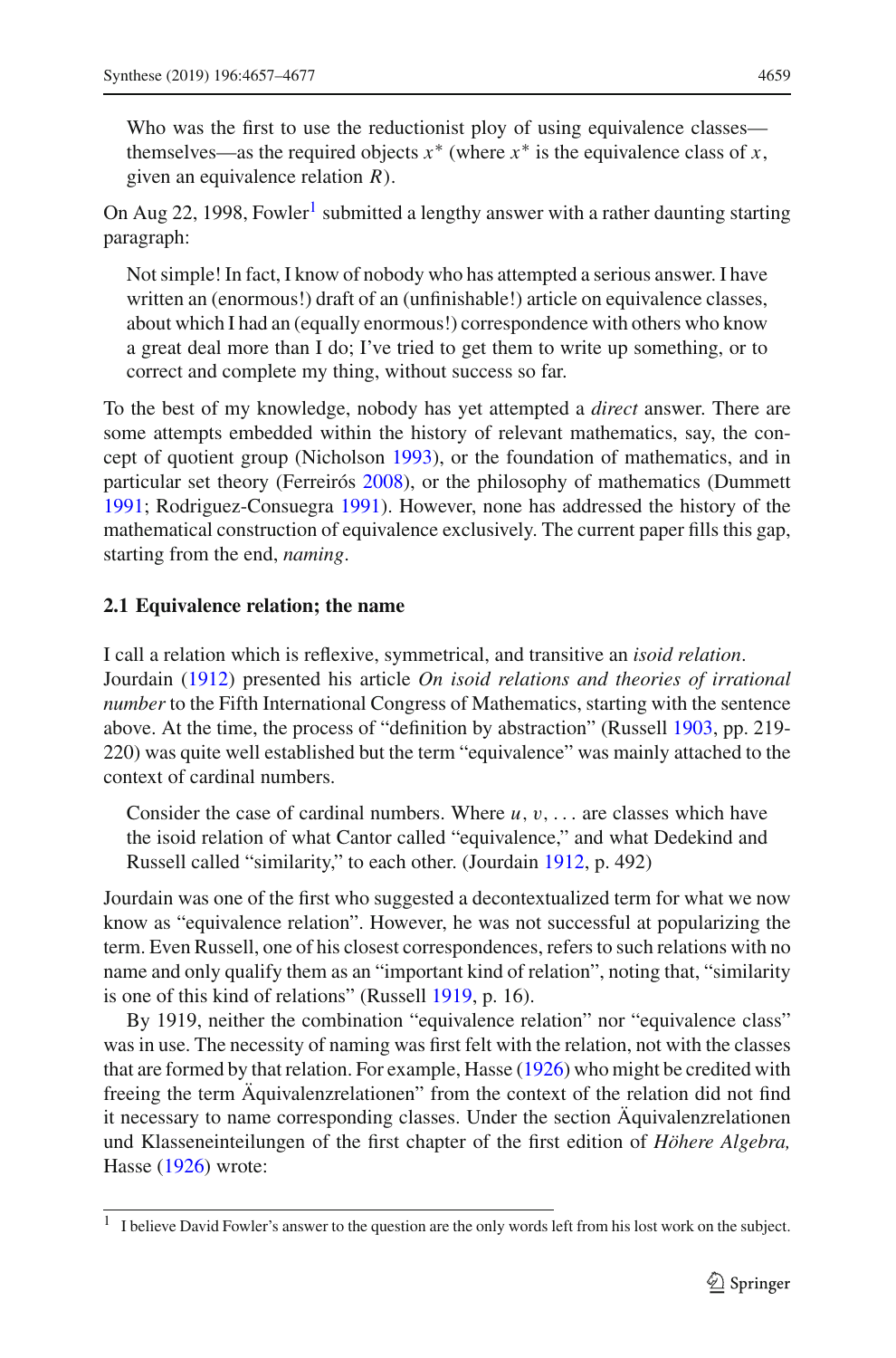> Who was the first to use the reductionist ploy of using equivalence classes—themselves—as the required objects $x^*$ (where $x^*$ is the equivalence class of $x$, given an equivalence relation $R$).

On Aug 22, 1998, Fowler[1] submitted a lengthy answer with a rather daunting starting paragraph:

> Not simple! In fact, I know of nobody who has attempted a serious answer. I have written an (enormous!) draft of an (unfinishable!) article on equivalence classes, about which I had an (equally enormous!) correspondence with others who know a great deal more than I do; I've tried to get them to write up something, or to correct and complete my thing, without success so far.

To the best of my knowledge, nobody has yet attempted a *direct* answer. There are some attempts embedded within the history of relevant mathematics, say, the concept of quotient group (Nicholson 1993), or the foundation of mathematics, and in particular set theory (Ferreirós 2008), or the philosophy of mathematics (Dummett 1991; Rodriguez-Consuegra 1991). However, none has addressed the history of the mathematical construction of equivalence exclusively. The current paper fills this gap, starting from the end, *naming*.

### 2.1 Equivalence relation; the name

I call a relation which is reflexive, symmetrical, and transitive an *isoid relation*. Jourdain (1912) presented his article *On isoid relations and theories of irrational number* to the Fifth International Congress of Mathematics, starting with the sentence above. At the time, the process of "definition by abstraction" (Russell 1903, pp. 219-220) was quite well established but the term "equivalence" was mainly attached to the context of cardinal numbers.

> Consider the case of cardinal numbers. Where $u, v, \ldots$ are classes which have the isoid relation of what Cantor called "equivalence," and what Dedekind and Russell called "similarity," to each other. (Jourdain 1912, p. 492)

Jourdain was one of the first who suggested a decontextualized term for what we now know as "equivalence relation". However, he was not successful at popularizing the term. Even Russell, one of his closest correspondences, refers to such relations with no name and only qualify them as an "important kind of relation", noting that, "similarity is one of this kind of relations" (Russell 1919, p. 16).

By 1919, neither the combination "equivalence relation" nor "equivalence class" was in use. The necessity of naming was first felt with the relation, not with the classes that are formed by that relation. For example, Hasse (1926) who might be credited with freeing the term Äquivalenzrelationen" from the context of the relation did not find it necessary to name corresponding classes. Under the section Äquivalenzrelationen und Klasseneinteilungen of the first chapter of the first edition of *Höhere Algebra,* Hasse (1926) wrote:

[1] I believe David Fowler's answer to the question are the only words left from his lost work on the subject.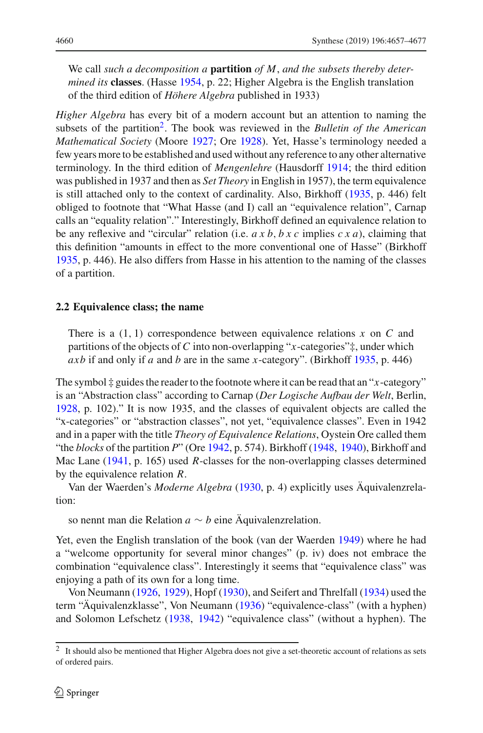> We call *such a decomposition a* **partition** *of M, and the subsets thereby determined its* **classes**. (Hasse 1954, p. 22; Higher Algebra is the English translation of the third edition of *Höhere Algebra* published in 1933)

*Higher Algebra* has every bit of a modern account but an attention to naming the subsets of the partition[2]. The book was reviewed in the *Bulletin of the American Mathematical Society* (Moore 1927; Ore 1928). Yet, Hasse's terminology needed a few years more to be established and used without any reference to any other alternative terminology. In the third edition of *Mengenlehre* (Hausdorff 1914; the third edition was published in 1937 and then as *Set Theory* in English in 1957), the term equivalence is still attached only to the context of cardinality. Also, Birkhoff (1935, p. 446) felt obliged to footnote that "What Hasse (and I) call an "equivalence relation", Carnap calls an "equality relation"." Interestingly, Birkhoff defined an equivalence relation to be any reflexive and "circular" relation (i.e. $a\,x\,b$, $b\,x\,c$ implies $c\,x\,a$), claiming that this definition "amounts in effect to the more conventional one of Hasse" (Birkhoff 1935, p. 446). He also differs from Hasse in his attention to the naming of the classes of a partition.

### 2.2 Equivalence class; the name

> There is a (1, 1) correspondence between equivalence relations $x$ on $C$ and partitions of the objects of $C$ into non-overlapping "$x$-categories"‡, under which $axb$ if and only if $a$ and $b$ are in the same $x$-category". (Birkhoff 1935, p. 446)

The symbol ‡ guides the reader to the footnote where it can be read that an "$x$-category" is an "Abstraction class" according to Carnap (*Der Logische Aufbau der Welt*, Berlin, 1928, p. 102)." It is now 1935, and the classes of equivalent objects are called the "x-categories" or "abstraction classes", not yet, "equivalence classes". Even in 1942 and in a paper with the title *Theory of Equivalence Relations*, Oystein Ore called them "the *blocks* of the partition *P*" (Ore 1942, p. 574). Birkhoff (1948, 1940), Birkhoff and Mac Lane (1941, p. 165) used $R$-classes for the non-overlapping classes determined by the equivalence relation $R$.

Van der Waerden's *Moderne Algebra* (1930, p. 4) explicitly uses Äquivalenzrelation:

> so nennt man die Relation $a \sim b$ eine Äquivalenzrelation.

Yet, even the English translation of the book (van der Waerden 1949) where he had a "welcome opportunity for several minor changes" (p. iv) does not embrace the combination "equivalence class". Interestingly it seems that "equivalence class" was enjoying a path of its own for a long time.

Von Neumann (1926, 1929), Hopf (1930), and Seifert and Threlfall (1934) used the term "Äquivalenzklasse", Von Neumann (1936) "equivalence-class" (with a hyphen) and Solomon Lefschetz (1938, 1942) "equivalence class" (without a hyphen). The

[2] It should also be mentioned that Higher Algebra does not give a set-theoretic account of relations as sets of ordered pairs.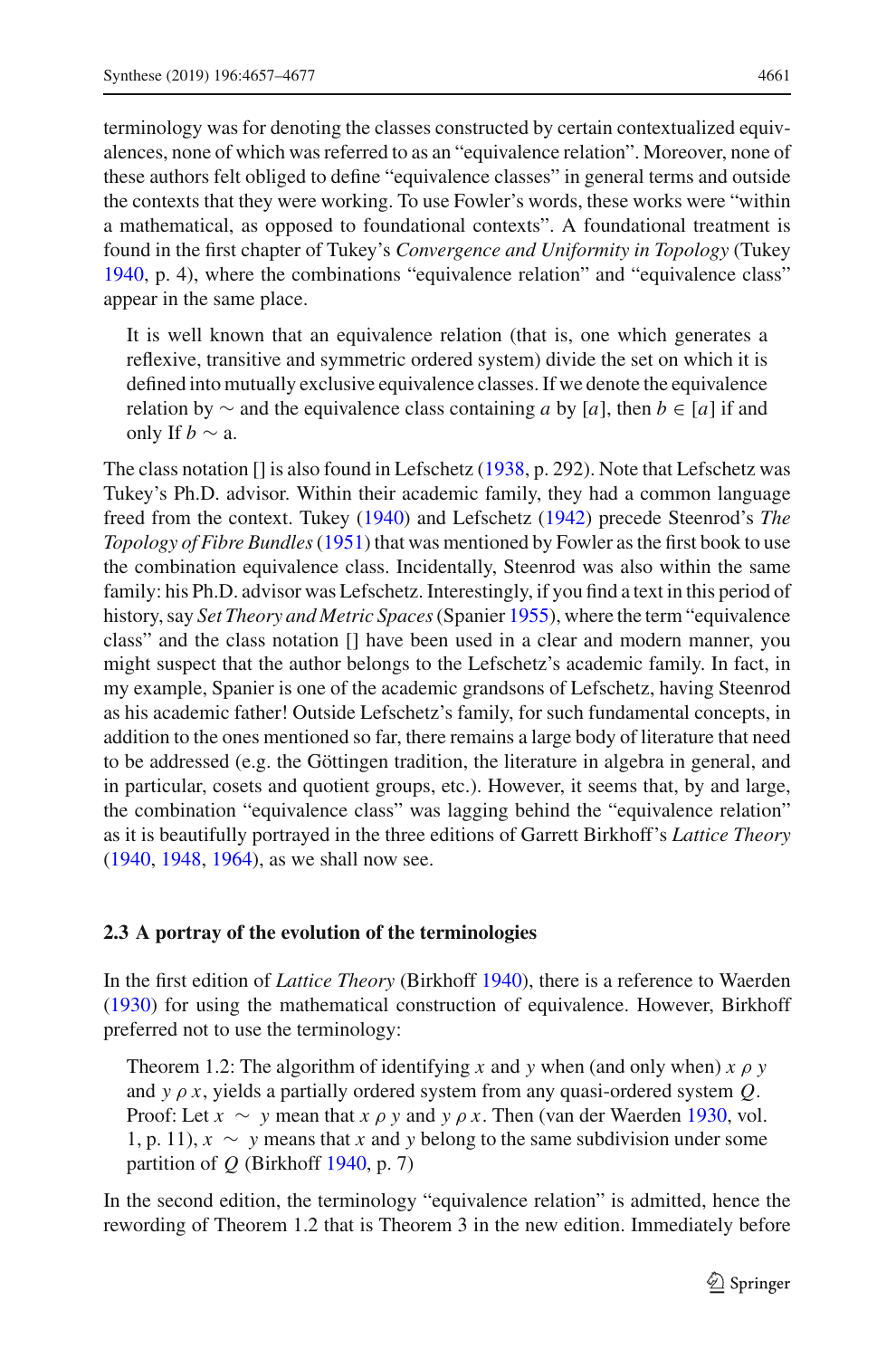terminology was for denoting the classes constructed by certain contextualized equivalences, none of which was referred to as an "equivalence relation". Moreover, none of these authors felt obliged to define "equivalence classes" in general terms and outside the contexts that they were working. To use Fowler's words, these works were "within a mathematical, as opposed to foundational contexts". A foundational treatment is found in the first chapter of Tukey's *Convergence and Uniformity in Topology* (Tukey 1940, p. 4), where the combinations "equivalence relation" and "equivalence class" appear in the same place.

> It is well known that an equivalence relation (that is, one which generates a reflexive, transitive and symmetric ordered system) divide the set on which it is defined into mutually exclusive equivalence classes. If we denote the equivalence relation by $\sim$ and the equivalence class containing $a$ by $[a]$, then $b \in [a]$ if and only If $b \sim$ a.

The class notation [] is also found in Lefschetz (1938, p. 292). Note that Lefschetz was Tukey's Ph.D. advisor. Within their academic family, they had a common language freed from the context. Tukey (1940) and Lefschetz (1942) precede Steenrod's *The Topology of Fibre Bundles* (1951) that was mentioned by Fowler as the first book to use the combination equivalence class. Incidentally, Steenrod was also within the same family: his Ph.D. advisor was Lefschetz. Interestingly, if you find a text in this period of history, say *Set Theory and Metric Spaces* (Spanier 1955), where the term "equivalence class" and the class notation [] have been used in a clear and modern manner, you might suspect that the author belongs to the Lefschetz's academic family. In fact, in my example, Spanier is one of the academic grandsons of Lefschetz, having Steenrod as his academic father! Outside Lefschetz's family, for such fundamental concepts, in addition to the ones mentioned so far, there remains a large body of literature that need to be addressed (e.g. the Göttingen tradition, the literature in algebra in general, and in particular, cosets and quotient groups, etc.). However, it seems that, by and large, the combination "equivalence class" was lagging behind the "equivalence relation" as it is beautifully portrayed in the three editions of Garrett Birkhoff's *Lattice Theory* (1940, 1948, 1964), as we shall now see.

### 2.3 A portray of the evolution of the terminologies

In the first edition of *Lattice Theory* (Birkhoff 1940), there is a reference to Waerden (1930) for using the mathematical construction of equivalence. However, Birkhoff preferred not to use the terminology:

> Theorem 1.2: The algorithm of identifying $x$ and $y$ when (and only when) $x \rho y$ and $y \rho x$, yields a partially ordered system from any quasi-ordered system $Q$. Proof: Let $x \sim y$ mean that $x \rho y$ and $y \rho x$. Then (van der Waerden 1930, vol. 1, p. 11), $x \sim y$ means that $x$ and $y$ belong to the same subdivision under some partition of $Q$ (Birkhoff 1940, p. 7)

In the second edition, the terminology "equivalence relation" is admitted, hence the rewording of Theorem 1.2 that is Theorem 3 in the new edition. Immediately before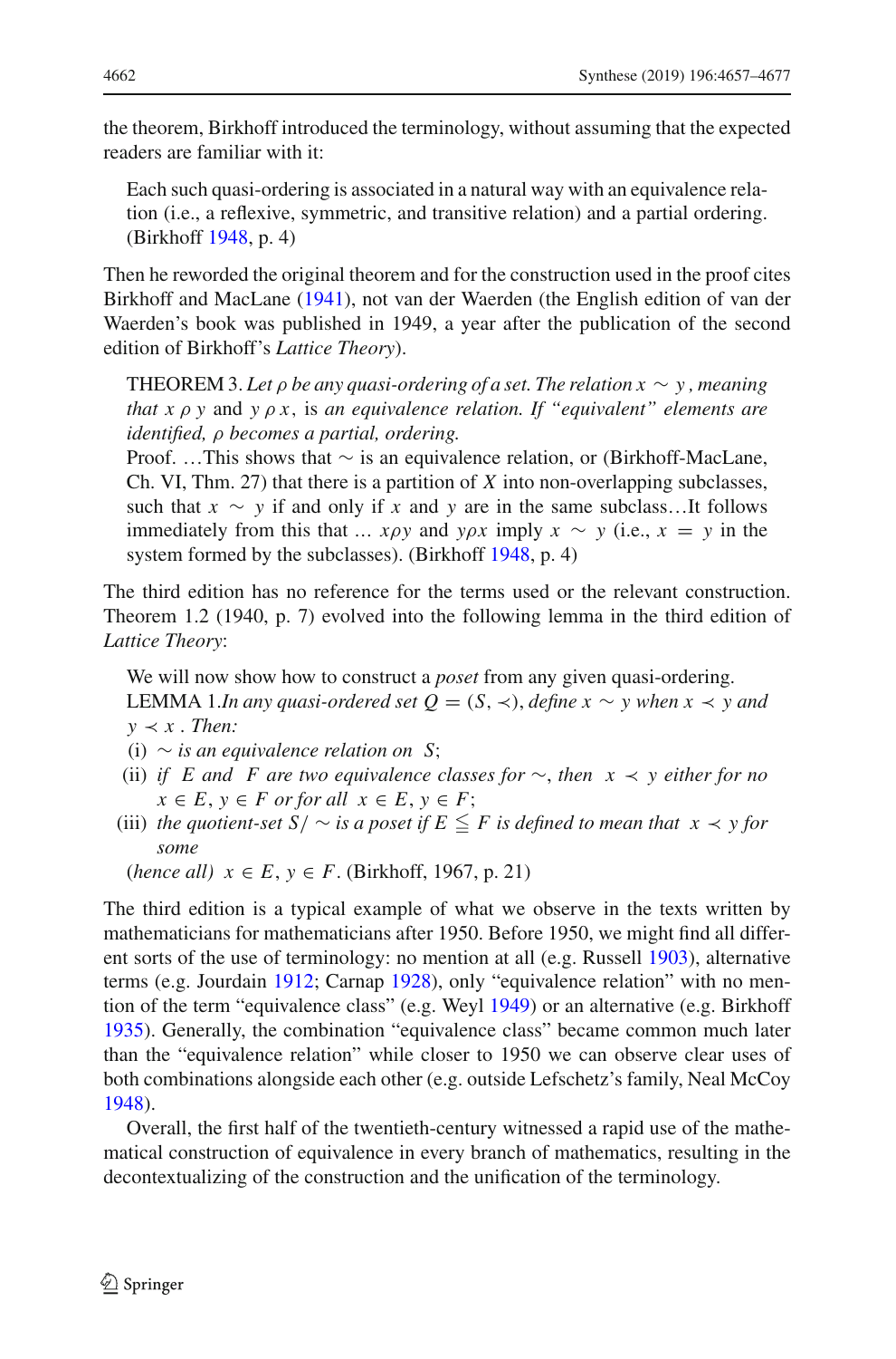the theorem, Birkhoff introduced the terminology, without assuming that the expected readers are familiar with it:

> Each such quasi-ordering is associated in a natural way with an equivalence relation (i.e., a reflexive, symmetric, and transitive relation) and a partial ordering. (Birkhoff 1948, p. 4)

Then he reworded the original theorem and for the construction used in the proof cites Birkhoff and MacLane (1941), not van der Waerden (the English edition of van der Waerden's book was published in 1949, a year after the publication of the second edition of Birkhoff's *Lattice Theory*).

> THEOREM 3. *Let $\rho$ be any quasi-ordering of a set. The relation $x \sim y$, meaning that $x \rho y$* and *$y \rho x$, is an equivalence relation. If "equivalent" elements are identified, $\rho$ becomes a partial, ordering.*
> Proof. …This shows that $\sim$ is an equivalence relation, or (Birkhoff-MacLane, Ch. VI, Thm. 27) that there is a partition of $X$ into non-overlapping subclasses, such that $x \sim y$ if and only if $x$ and $y$ are in the same subclass…It follows immediately from this that … $x\rho y$ and $y\rho x$ imply $x \sim y$ (i.e., $x = y$ in the system formed by the subclasses). (Birkhoff 1948, p. 4)

The third edition has no reference for the terms used or the relevant construction. Theorem 1.2 (1940, p. 7) evolved into the following lemma in the third edition of *Lattice Theory*:

> We will now show how to construct a *poset* from any given quasi-ordering.
> LEMMA 1.*In any quasi-ordered set $Q = (S, \prec)$, define $x \sim y$ when $x \prec y$ and $y \prec x$. Then:*
> (i) *$\sim$ is an equivalence relation on $S$;*
> (ii) *if $E$ and $F$ are two equivalence classes for $\sim$, then $x \prec y$ either for no $x \in E, y \in F$ or for all $x \in E, y \in F$;*
> (iii) *the quotient-set $S/\sim$ is a poset if $E \leqq F$ is defined to mean that $x \prec y$ for some*
> *(hence all) $x \in E, y \in F$.* (Birkhoff, 1967, p. 21)

The third edition is a typical example of what we observe in the texts written by mathematicians for mathematicians after 1950. Before 1950, we might find all different sorts of the use of terminology: no mention at all (e.g. Russell 1903), alternative terms (e.g. Jourdain 1912; Carnap 1928), only "equivalence relation" with no mention of the term "equivalence class" (e.g. Weyl 1949) or an alternative (e.g. Birkhoff 1935). Generally, the combination "equivalence class" became common much later than the "equivalence relation" while closer to 1950 we can observe clear uses of both combinations alongside each other (e.g. outside Lefschetz's family, Neal McCoy 1948).

Overall, the first half of the twentieth-century witnessed a rapid use of the mathematical construction of equivalence in every branch of mathematics, resulting in the decontextualizing of the construction and the unification of the terminology.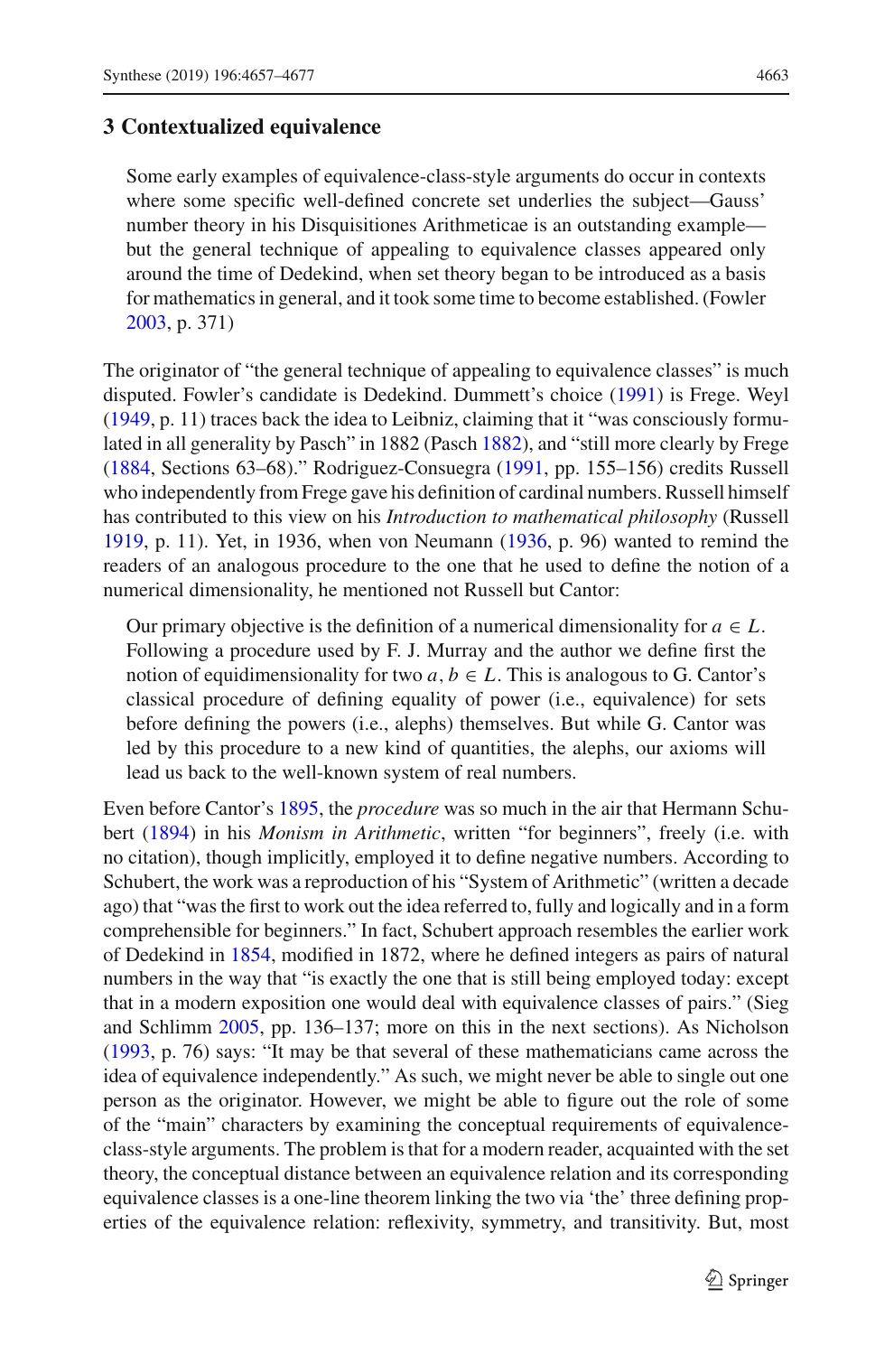## 3 Contextualized equivalence

> Some early examples of equivalence-class-style arguments do occur in contexts where some specific well-defined concrete set underlies the subject—Gauss' number theory in his Disquisitiones Arithmeticae is an outstanding example—but the general technique of appealing to equivalence classes appeared only around the time of Dedekind, when set theory began to be introduced as a basis for mathematics in general, and it took some time to become established. (Fowler 2003, p. 371)

The originator of "the general technique of appealing to equivalence classes" is much disputed. Fowler's candidate is Dedekind. Dummett's choice (1991) is Frege. Weyl (1949, p. 11) traces back the idea to Leibniz, claiming that it "was consciously formulated in all generality by Pasch" in 1882 (Pasch 1882), and "still more clearly by Frege (1884, Sections 63–68)." Rodriguez-Consuegra (1991, pp. 155–156) credits Russell who independently from Frege gave his definition of cardinal numbers. Russell himself has contributed to this view on his *Introduction to mathematical philosophy* (Russell 1919, p. 11). Yet, in 1936, when von Neumann (1936, p. 96) wanted to remind the readers of an analogous procedure to the one that he used to define the notion of a numerical dimensionality, he mentioned not Russell but Cantor:

> Our primary objective is the definition of a numerical dimensionality for $a \in L$. Following a procedure used by F. J. Murray and the author we define first the notion of equidimensionality for two $a, b \in L$. This is analogous to G. Cantor's classical procedure of defining equality of power (i.e., equivalence) for sets before defining the powers (i.e., alephs) themselves. But while G. Cantor was led by this procedure to a new kind of quantities, the alephs, our axioms will lead us back to the well-known system of real numbers.

Even before Cantor's 1895, the *procedure* was so much in the air that Hermann Schubert (1894) in his *Monism in Arithmetic*, written "for beginners", freely (i.e. with no citation), though implicitly, employed it to define negative numbers. According to Schubert, the work was a reproduction of his "System of Arithmetic" (written a decade ago) that "was the first to work out the idea referred to, fully and logically and in a form comprehensible for beginners." In fact, Schubert approach resembles the earlier work of Dedekind in 1854, modified in 1872, where he defined integers as pairs of natural numbers in the way that "is exactly the one that is still being employed today: except that in a modern exposition one would deal with equivalence classes of pairs." (Sieg and Schlimm 2005, pp. 136–137; more on this in the next sections). As Nicholson (1993, p. 76) says: "It may be that several of these mathematicians came across the idea of equivalence independently." As such, we might never be able to single out one person as the originator. However, we might be able to figure out the role of some of the "main" characters by examining the conceptual requirements of equivalence-class-style arguments. The problem is that for a modern reader, acquainted with the set theory, the conceptual distance between an equivalence relation and its corresponding equivalence classes is a one-line theorem linking the two via 'the' three defining properties of the equivalence relation: reflexivity, symmetry, and transitivity. But, most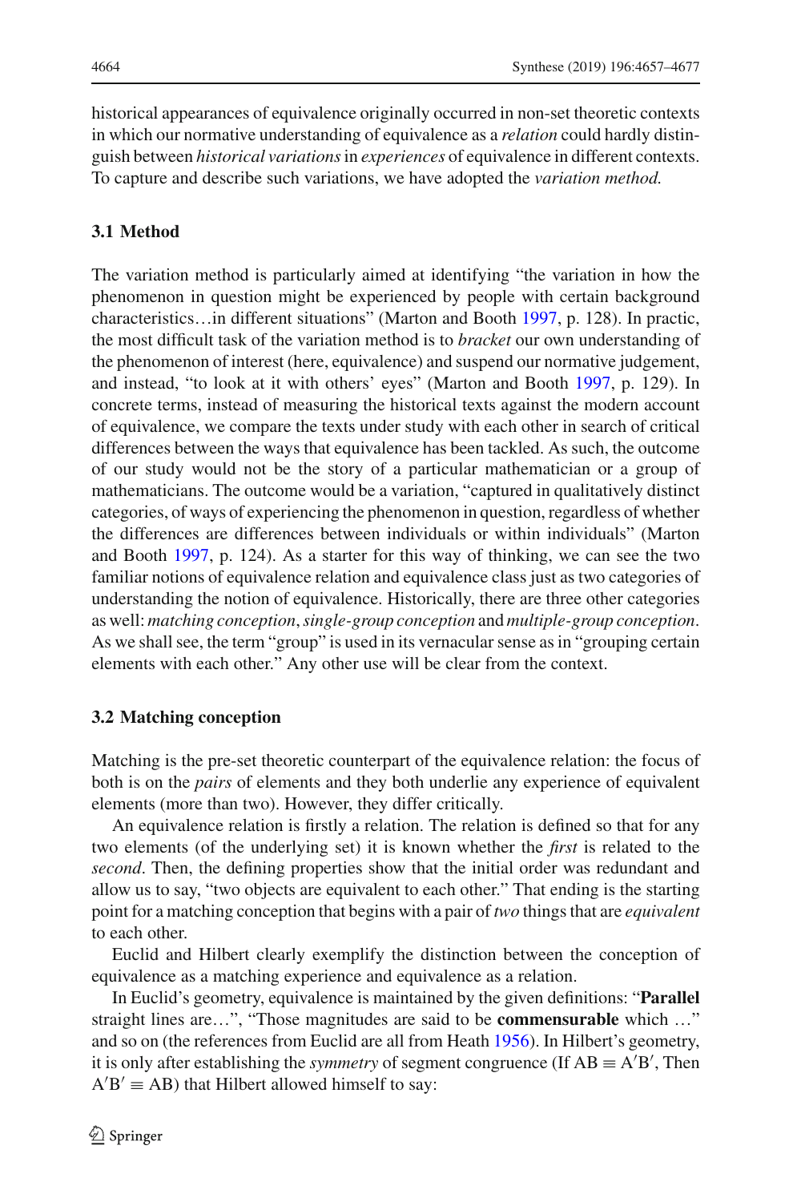historical appearances of equivalence originally occurred in non-set theoretic contexts in which our normative understanding of equivalence as a *relation* could hardly distinguish between *historical variations* in *experiences* of equivalence in different contexts. To capture and describe such variations, we have adopted the *variation method.*

### 3.1 Method

The variation method is particularly aimed at identifying "the variation in how the phenomenon in question might be experienced by people with certain background characteristics…in different situations" (Marton and Booth 1997, p. 128). In practic, the most difficult task of the variation method is to *bracket* our own understanding of the phenomenon of interest (here, equivalence) and suspend our normative judgement, and instead, "to look at it with others' eyes" (Marton and Booth 1997, p. 129). In concrete terms, instead of measuring the historical texts against the modern account of equivalence, we compare the texts under study with each other in search of critical differences between the ways that equivalence has been tackled. As such, the outcome of our study would not be the story of a particular mathematician or a group of mathematicians. The outcome would be a variation, "captured in qualitatively distinct categories, of ways of experiencing the phenomenon in question, regardless of whether the differences are differences between individuals or within individuals" (Marton and Booth 1997, p. 124). As a starter for this way of thinking, we can see the two familiar notions of equivalence relation and equivalence class just as two categories of understanding the notion of equivalence. Historically, there are three other categories as well: *matching conception*, *single-group conception* and *multiple-group conception*. As we shall see, the term "group" is used in its vernacular sense as in "grouping certain elements with each other." Any other use will be clear from the context.

### 3.2 Matching conception

Matching is the pre-set theoretic counterpart of the equivalence relation: the focus of both is on the *pairs* of elements and they both underlie any experience of equivalent elements (more than two). However, they differ critically.

An equivalence relation is firstly a relation. The relation is defined so that for any two elements (of the underlying set) it is known whether the *first* is related to the *second*. Then, the defining properties show that the initial order was redundant and allow us to say, "two objects are equivalent to each other." That ending is the starting point for a matching conception that begins with a pair of *two* things that are *equivalent* to each other.

Euclid and Hilbert clearly exemplify the distinction between the conception of equivalence as a matching experience and equivalence as a relation.

In Euclid's geometry, equivalence is maintained by the given definitions: "**Parallel** straight lines are…", "Those magnitudes are said to be **commensurable** which …" and so on (the references from Euclid are all from Heath 1956). In Hilbert's geometry, it is only after establishing the *symmetry* of segment congruence (If $AB \equiv A'B'$, Then $A'B' \equiv AB$) that Hilbert allowed himself to say: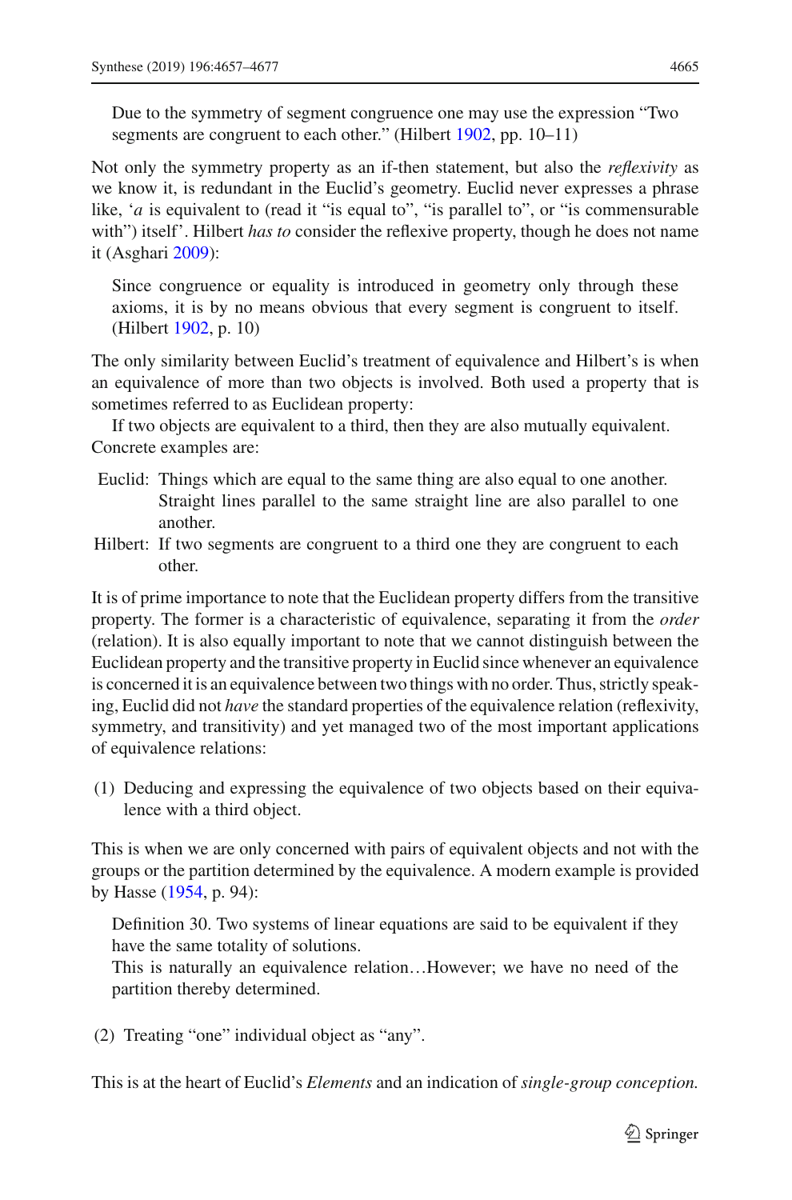> Due to the symmetry of segment congruence one may use the expression “Two segments are congruent to each other.” (Hilbert 1902, pp. 10–11)

Not only the symmetry property as an if-then statement, but also the *reflexivity* as we know it, is redundant in the Euclid’s geometry. Euclid never expresses a phrase like, ‘$a$ is equivalent to (read it “is equal to”, “is parallel to”, or “is commensurable with”) itself’. Hilbert *has to* consider the reflexive property, though he does not name it (Asghari 2009):

> Since congruence or equality is introduced in geometry only through these axioms, it is by no means obvious that every segment is congruent to itself. (Hilbert 1902, p. 10)

The only similarity between Euclid’s treatment of equivalence and Hilbert’s is when an equivalence of more than two objects is involved. Both used a property that is sometimes referred to as Euclidean property:

If two objects are equivalent to a third, then they are also mutually equivalent. Concrete examples are:

- Euclid: Things which are equal to the same thing are also equal to one another. Straight lines parallel to the same straight line are also parallel to one another.
- Hilbert: If two segments are congruent to a third one they are congruent to each other.

It is of prime importance to note that the Euclidean property differs from the transitive property. The former is a characteristic of equivalence, separating it from the *order* (relation). It is also equally important to note that we cannot distinguish between the Euclidean property and the transitive property in Euclid since whenever an equivalence is concerned it is an equivalence between two things with no order. Thus, strictly speaking, Euclid did not *have* the standard properties of the equivalence relation (reflexivity, symmetry, and transitivity) and yet managed two of the most important applications of equivalence relations:

(1) Deducing and expressing the equivalence of two objects based on their equivalence with a third object.

This is when we are only concerned with pairs of equivalent objects and not with the groups or the partition determined by the equivalence. A modern example is provided by Hasse (1954, p. 94):

> Definition 30. Two systems of linear equations are said to be equivalent if they have the same totality of solutions.
> This is naturally an equivalence relation…However; we have no need of the partition thereby determined.

(2) Treating “one” individual object as “any”.

This is at the heart of Euclid’s *Elements* and an indication of *single-group conception.*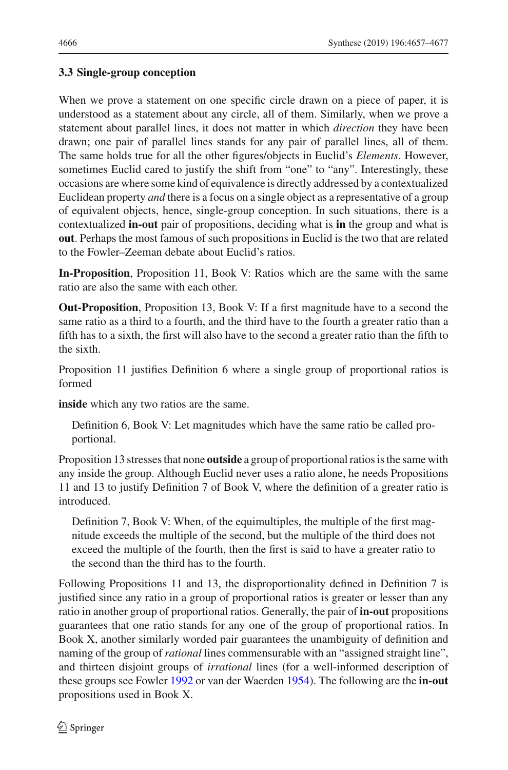### 3.3 Single-group conception

When we prove a statement on one specific circle drawn on a piece of paper, it is understood as a statement about any circle, all of them. Similarly, when we prove a statement about parallel lines, it does not matter in which *direction* they have been drawn; one pair of parallel lines stands for any pair of parallel lines, all of them. The same holds true for all the other figures/objects in Euclid's *Elements*. However, sometimes Euclid cared to justify the shift from "one" to "any". Interestingly, these occasions are where some kind of equivalence is directly addressed by a contextualized Euclidean property *and* there is a focus on a single object as a representative of a group of equivalent objects, hence, single-group conception. In such situations, there is a contextualized **in-out** pair of propositions, deciding what is **in** the group and what is **out**. Perhaps the most famous of such propositions in Euclid is the two that are related to the Fowler–Zeeman debate about Euclid's ratios.

**In-Proposition**, Proposition 11, Book V: Ratios which are the same with the same ratio are also the same with each other.

**Out-Proposition**, Proposition 13, Book V: If a first magnitude have to a second the same ratio as a third to a fourth, and the third have to the fourth a greater ratio than a fifth has to a sixth, the first will also have to the second a greater ratio than the fifth to the sixth.

Proposition 11 justifies Definition 6 where a single group of proportional ratios is formed

**inside** which any two ratios are the same.

> Definition 6, Book V: Let magnitudes which have the same ratio be called proportional.

Proposition 13 stresses that none **outside** a group of proportional ratios is the same with any inside the group. Although Euclid never uses a ratio alone, he needs Propositions 11 and 13 to justify Definition 7 of Book V, where the definition of a greater ratio is introduced.

> Definition 7, Book V: When, of the equimultiples, the multiple of the first magnitude exceeds the multiple of the second, but the multiple of the third does not exceed the multiple of the fourth, then the first is said to have a greater ratio to the second than the third has to the fourth.

Following Propositions 11 and 13, the disproportionality defined in Definition 7 is justified since any ratio in a group of proportional ratios is greater or lesser than any ratio in another group of proportional ratios. Generally, the pair of **in-out** propositions guarantees that one ratio stands for any one of the group of proportional ratios. In Book X, another similarly worded pair guarantees the unambiguity of definition and naming of the group of *rational* lines commensurable with an "assigned straight line", and thirteen disjoint groups of *irrational* lines (for a well-informed description of these groups see Fowler 1992 or van der Waerden 1954). The following are the **in-out** propositions used in Book X.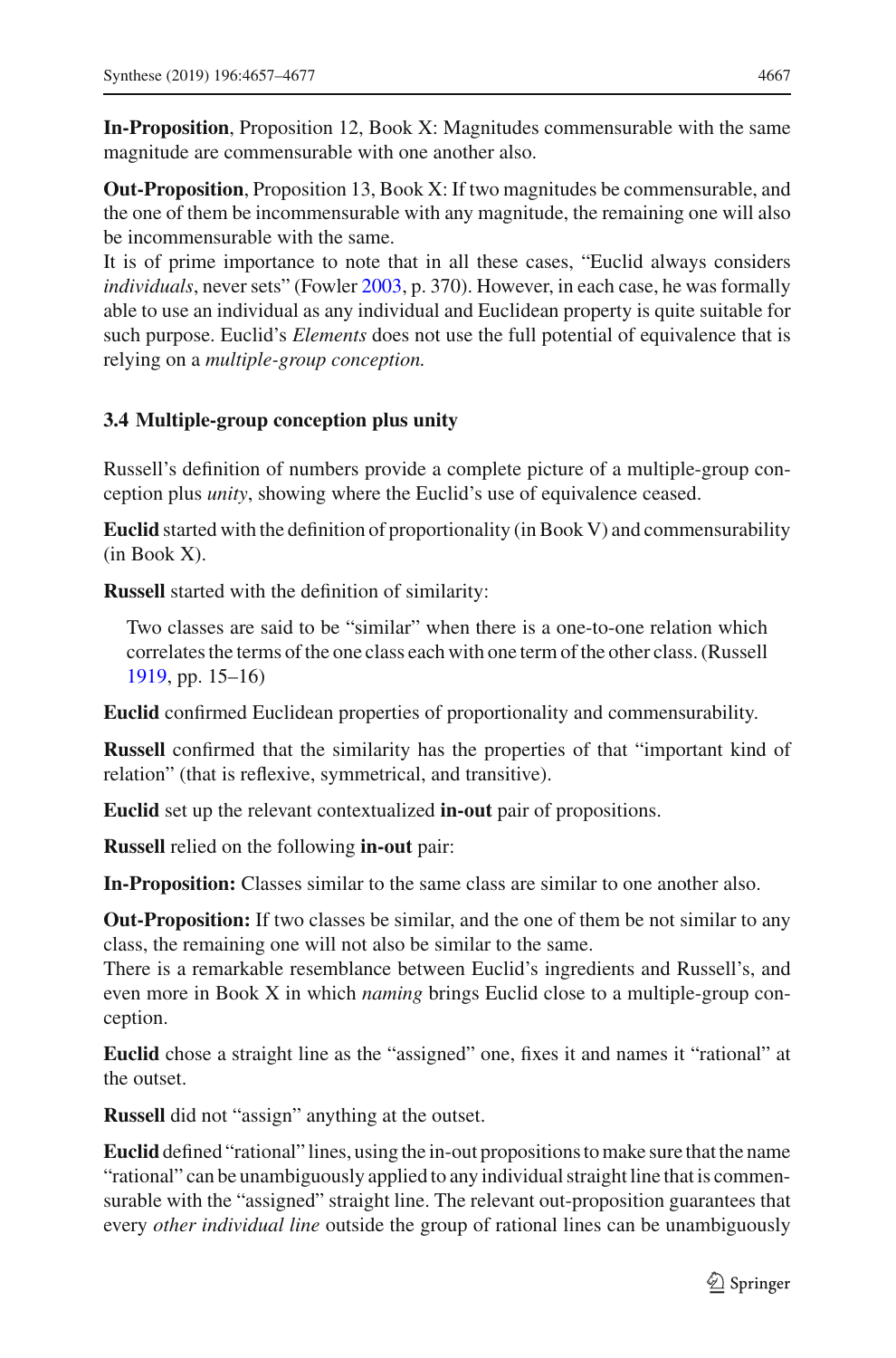**In-Proposition**, Proposition 12, Book X: Magnitudes commensurable with the same magnitude are commensurable with one another also.

**Out-Proposition**, Proposition 13, Book X: If two magnitudes be commensurable, and the one of them be incommensurable with any magnitude, the remaining one will also be incommensurable with the same.

It is of prime importance to note that in all these cases, "Euclid always considers *individuals*, never sets" (Fowler 2003, p. 370). However, in each case, he was formally able to use an individual as any individual and Euclidean property is quite suitable for such purpose. Euclid's *Elements* does not use the full potential of equivalence that is relying on a *multiple-group conception.*

### 3.4 Multiple-group conception plus unity

Russell's definition of numbers provide a complete picture of a multiple-group conception plus *unity*, showing where the Euclid's use of equivalence ceased.

**Euclid** started with the definition of proportionality (in Book V) and commensurability (in Book X).

**Russell** started with the definition of similarity:

> Two classes are said to be "similar" when there is a one-to-one relation which correlates the terms of the one class each with one term of the other class. (Russell 1919, pp. 15–16)

**Euclid** confirmed Euclidean properties of proportionality and commensurability.

**Russell** confirmed that the similarity has the properties of that "important kind of relation" (that is reflexive, symmetrical, and transitive).

**Euclid** set up the relevant contextualized **in-out** pair of propositions.

**Russell** relied on the following **in-out** pair:

**In-Proposition:** Classes similar to the same class are similar to one another also.

**Out-Proposition:** If two classes be similar, and the one of them be not similar to any class, the remaining one will not also be similar to the same.

There is a remarkable resemblance between Euclid's ingredients and Russell's, and even more in Book X in which *naming* brings Euclid close to a multiple-group conception.

**Euclid** chose a straight line as the "assigned" one, fixes it and names it "rational" at the outset.

**Russell** did not "assign" anything at the outset.

**Euclid** defined "rational" lines, using the in-out propositions to make sure that the name "rational" can be unambiguously applied to any individual straight line that is commensurable with the "assigned" straight line. The relevant out-proposition guarantees that every *other individual line* outside the group of rational lines can be unambiguously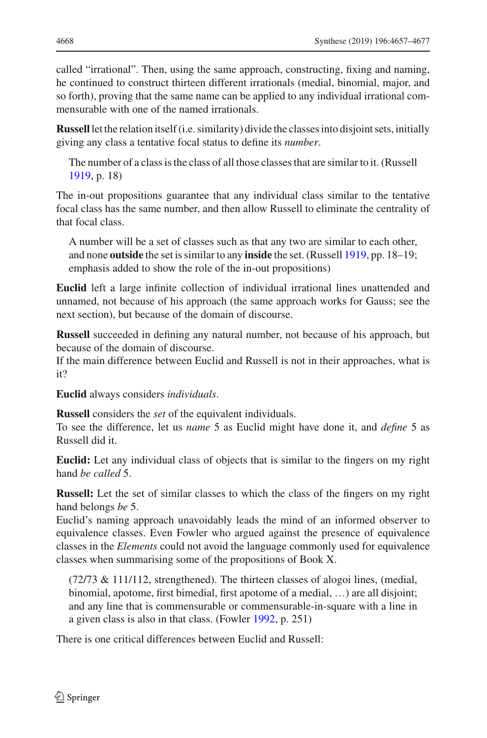called “irrational”. Then, using the same approach, constructing, fixing and naming, he continued to construct thirteen different irrationals (medial, binomial, major, and so forth), proving that the same name can be applied to any individual irrational commensurable with one of the named irrationals.

**Russell** let the relation itself (i.e. similarity) divide the classes into disjoint sets, initially giving any class a tentative focal status to define its *number*.

> The number of a class is the class of all those classes that are similar to it. (Russell 1919, p. 18)

The in-out propositions guarantee that any individual class similar to the tentative focal class has the same number, and then allow Russell to eliminate the centrality of that focal class.

> A number will be a set of classes such as that any two are similar to each other, and none **outside** the set is similar to any **inside** the set. (Russell 1919, pp. 18–19; emphasis added to show the role of the in-out propositions)

**Euclid** left a large infinite collection of individual irrational lines unattended and unnamed, not because of his approach (the same approach works for Gauss; see the next section), but because of the domain of discourse.

**Russell** succeeded in defining any natural number, not because of his approach, but because of the domain of discourse.
If the main difference between Euclid and Russell is not in their approaches, what is it?

**Euclid** always considers *individuals*.

**Russell** considers the *set* of the equivalent individuals.
To see the difference, let us *name* 5 as Euclid might have done it, and *define* 5 as Russell did it.

**Euclid:** Let any individual class of objects that is similar to the fingers on my right hand *be called* 5.

**Russell:** Let the set of similar classes to which the class of the fingers on my right hand belongs *be* 5.
Euclid’s naming approach unavoidably leads the mind of an informed observer to equivalence classes. Even Fowler who argued against the presence of equivalence classes in the *Elements* could not avoid the language commonly used for equivalence classes when summarising some of the propositions of Book X.

> (72/73 & 111/112, strengthened). The thirteen classes of alogoi lines, (medial, binomial, apotome, first bimedial, first apotome of a medial, …) are all disjoint; and any line that is commensurable or commensurable-in-square with a line in a given class is also in that class. (Fowler 1992, p. 251)

There is one critical differences between Euclid and Russell: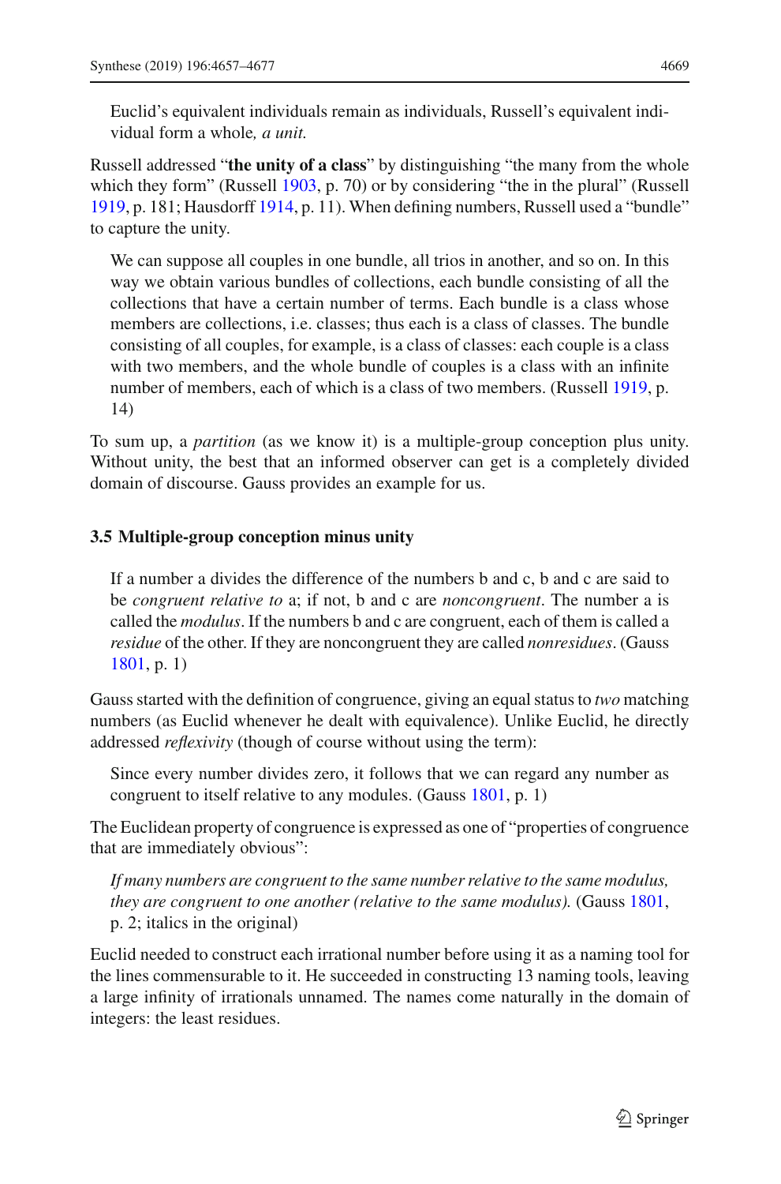> Euclid's equivalent individuals remain as individuals, Russell's equivalent individual form a whole*, a unit.*

Russell addressed "**the unity of a class**" by distinguishing "the many from the whole which they form" (Russell 1903, p. 70) or by considering "the in the plural" (Russell 1919, p. 181; Hausdorff 1914, p. 11). When defining numbers, Russell used a "bundle" to capture the unity.

> We can suppose all couples in one bundle, all trios in another, and so on. In this way we obtain various bundles of collections, each bundle consisting of all the collections that have a certain number of terms. Each bundle is a class whose members are collections, i.e. classes; thus each is a class of classes. The bundle consisting of all couples, for example, is a class of classes: each couple is a class with two members, and the whole bundle of couples is a class with an infinite number of members, each of which is a class of two members. (Russell 1919, p. 14)

To sum up, a *partition* (as we know it) is a multiple-group conception plus unity. Without unity, the best that an informed observer can get is a completely divided domain of discourse. Gauss provides an example for us.

### 3.5 Multiple-group conception minus unity

> If a number a divides the difference of the numbers b and c, b and c are said to be *congruent relative to* a; if not, b and c are *noncongruent*. The number a is called the *modulus*. If the numbers b and c are congruent, each of them is called a *residue* of the other. If they are noncongruent they are called *nonresidues*. (Gauss 1801, p. 1)

Gauss started with the definition of congruence, giving an equal status to *two* matching numbers (as Euclid whenever he dealt with equivalence). Unlike Euclid, he directly addressed *reflexivity* (though of course without using the term):

> Since every number divides zero, it follows that we can regard any number as congruent to itself relative to any modules. (Gauss 1801, p. 1)

The Euclidean property of congruence is expressed as one of "properties of congruence that are immediately obvious":

> *If many numbers are congruent to the same number relative to the same modulus, they are congruent to one another (relative to the same modulus).* (Gauss 1801, p. 2; italics in the original)

Euclid needed to construct each irrational number before using it as a naming tool for the lines commensurable to it. He succeeded in constructing 13 naming tools, leaving a large infinity of irrationals unnamed. The names come naturally in the domain of integers: the least residues.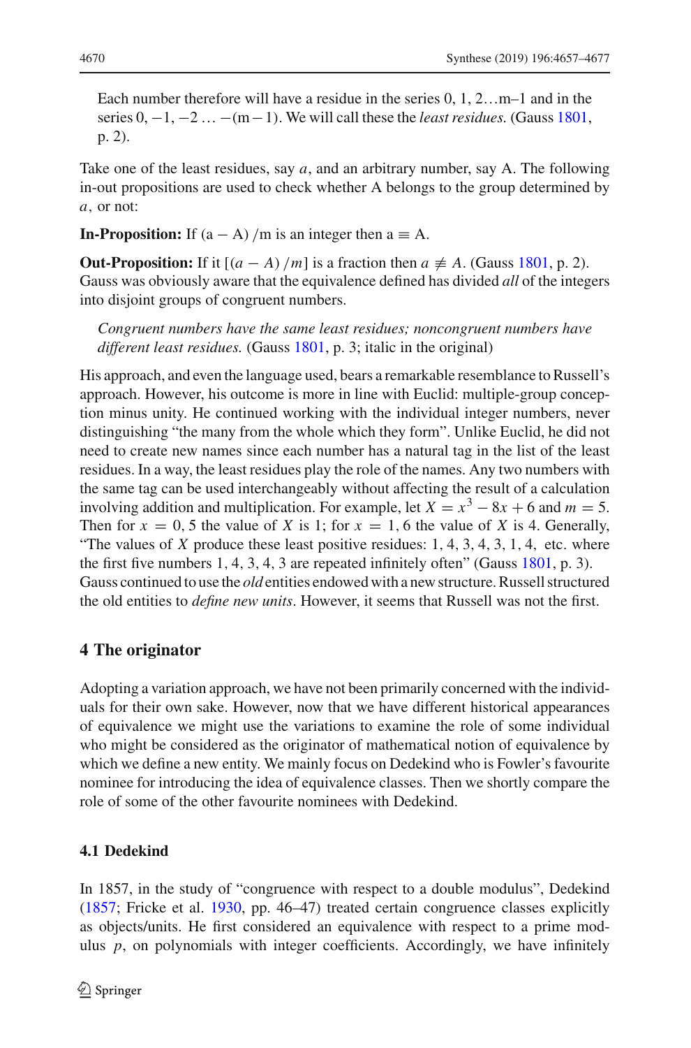> Each number therefore will have a residue in the series 0, 1, 2…m–1 and in the series 0, −1, −2 … −(m − 1). We will call these the *least residues.* (Gauss 1801, p. 2).

Take one of the least residues, say $a$, and an arbitrary number, say A. The following in-out propositions are used to check whether A belongs to the group determined by $a$, or not:

**In-Proposition:** If $(a - A)/m$ is an integer then $a \equiv A$.

**Out-Proposition:** If it $[(a - A)/m]$ is a fraction then $a \not\equiv A$. (Gauss 1801, p. 2).
Gauss was obviously aware that the equivalence defined has divided *all* of the integers into disjoint groups of congruent numbers.

> *Congruent numbers have the same least residues; noncongruent numbers have different least residues.* (Gauss 1801, p. 3; italic in the original)

His approach, and even the language used, bears a remarkable resemblance to Russell's approach. However, his outcome is more in line with Euclid: multiple-group conception minus unity. He continued working with the individual integer numbers, never distinguishing "the many from the whole which they form". Unlike Euclid, he did not need to create new names since each number has a natural tag in the list of the least residues. In a way, the least residues play the role of the names. Any two numbers with the same tag can be used interchangeably without affecting the result of a calculation involving addition and multiplication. For example, let $X = x^3 - 8x + 6$ and $m = 5$. Then for $x = 0, 5$ the value of $X$ is 1; for $x = 1, 6$ the value of $X$ is 4. Generally, "The values of $X$ produce these least positive residues: 1, 4, 3, 4, 3, 1, 4, etc. where the first five numbers 1, 4, 3, 4, 3 are repeated infinitely often" (Gauss 1801, p. 3).
Gauss continued to use the *old* entities endowed with a new structure. Russell structured the old entities to *define new units*. However, it seems that Russell was not the first.

## 4 The originator

Adopting a variation approach, we have not been primarily concerned with the individuals for their own sake. However, now that we have different historical appearances of equivalence we might use the variations to examine the role of some individual who might be considered as the originator of mathematical notion of equivalence by which we define a new entity. We mainly focus on Dedekind who is Fowler's favourite nominee for introducing the idea of equivalence classes. Then we shortly compare the role of some of the other favourite nominees with Dedekind.

### 4.1 Dedekind

In 1857, in the study of "congruence with respect to a double modulus", Dedekind (1857; Fricke et al. 1930, pp. 46–47) treated certain congruence classes explicitly as objects/units. He first considered an equivalence with respect to a prime modulus $p$, on polynomials with integer coefficients. Accordingly, we have infinitely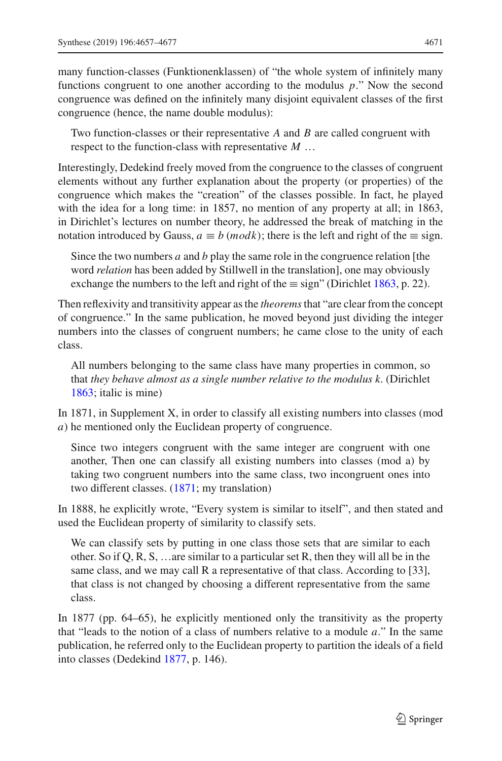many function-classes (Funktionenklassen) of "the whole system of infinitely many functions congruent to one another according to the modulus $p$." Now the second congruence was defined on the infinitely many disjoint equivalent classes of the first congruence (hence, the name double modulus):

> Two function-classes or their representative $A$ and $B$ are called congruent with respect to the function-class with representative $M$ …

Interestingly, Dedekind freely moved from the congruence to the classes of congruent elements without any further explanation about the property (or properties) of the congruence which makes the "creation" of the classes possible. In fact, he played with the idea for a long time: in 1857, no mention of any property at all; in 1863, in Dirichlet's lectures on number theory, he addressed the break of matching in the notation introduced by Gauss, $a \equiv b \,(mod k)$; there is the left and right of the $\equiv$ sign.

> Since the two numbers $a$ and $b$ play the same role in the congruence relation [the word *relation* has been added by Stillwell in the translation], one may obviously exchange the numbers to the left and right of the $\equiv$ sign" (Dirichlet 1863, p. 22).

Then reflexivity and transitivity appear as the *theorems* that "are clear from the concept of congruence." In the same publication, he moved beyond just dividing the integer numbers into the classes of congruent numbers; he came close to the unity of each class.

> All numbers belonging to the same class have many properties in common, so that *they behave almost as a single number relative to the modulus k*. (Dirichlet 1863; italic is mine)

In 1871, in Supplement X, in order to classify all existing numbers into classes (mod $a$) he mentioned only the Euclidean property of congruence.

> Since two integers congruent with the same integer are congruent with one another, Then one can classify all existing numbers into classes (mod a) by taking two congruent numbers into the same class, two incongruent ones into two different classes. (1871; my translation)

In 1888, he explicitly wrote, "Every system is similar to itself", and then stated and used the Euclidean property of similarity to classify sets.

> We can classify sets by putting in one class those sets that are similar to each other. So if Q, R, S, …are similar to a particular set R, then they will all be in the same class, and we may call R a representative of that class. According to [33], that class is not changed by choosing a different representative from the same class.

In 1877 (pp. 64–65), he explicitly mentioned only the transitivity as the property that "leads to the notion of a class of numbers relative to a module $a$." In the same publication, he referred only to the Euclidean property to partition the ideals of a field into classes (Dedekind 1877, p. 146).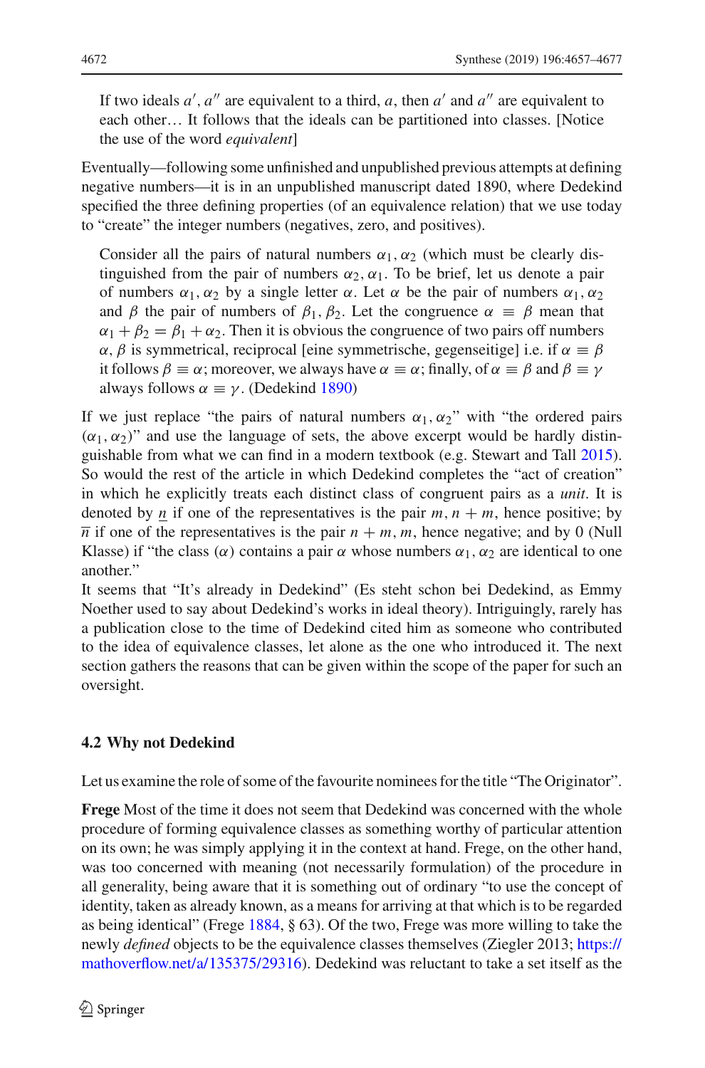> If two ideals $a'$, $a''$ are equivalent to a third, $a$, then $a'$ and $a''$ are equivalent to each other… It follows that the ideals can be partitioned into classes. [Notice the use of the word *equivalent*]

Eventually—following some unfinished and unpublished previous attempts at defining negative numbers—it is in an unpublished manuscript dated 1890, where Dedekind specified the three defining properties (of an equivalence relation) that we use today to "create" the integer numbers (negatives, zero, and positives).

> Consider all the pairs of natural numbers $\alpha_1, \alpha_2$ (which must be clearly distinguished from the pair of numbers $\alpha_2, \alpha_1$. To be brief, let us denote a pair of numbers $\alpha_1, \alpha_2$ by a single letter $\alpha$. Let $\alpha$ be the pair of numbers $\alpha_1, \alpha_2$ and $\beta$ the pair of numbers of $\beta_1, \beta_2$. Let the congruence $\alpha \equiv \beta$ mean that $\alpha_1 + \beta_2 = \beta_1 + \alpha_2$. Then it is obvious the congruence of two pairs off numbers $\alpha, \beta$ is symmetrical, reciprocal [eine symmetrische, gegenseitige] i.e. if $\alpha \equiv \beta$ it follows $\beta \equiv \alpha$; moreover, we always have $\alpha \equiv \alpha$; finally, of $\alpha \equiv \beta$ and $\beta \equiv \gamma$ always follows $\alpha \equiv \gamma$. (Dedekind 1890)

If we just replace "the pairs of natural numbers $\alpha_1, \alpha_2$" with "the ordered pairs $(\alpha_1, \alpha_2)$" and use the language of sets, the above excerpt would be hardly distinguishable from what we can find in a modern textbook (e.g. Stewart and Tall 2015). So would the rest of the article in which Dedekind completes the "act of creation" in which he explicitly treats each distinct class of congruent pairs as a *unit*. It is denoted by $\underline{n}$ if one of the representatives is the pair $m, n + m$, hence positive; by $\overline{n}$ if one of the representatives is the pair $n + m, m$, hence negative; and by 0 (Null Klasse) if "the class $(\alpha)$ contains a pair $\alpha$ whose numbers $\alpha_1, \alpha_2$ are identical to one another."

It seems that "It's already in Dedekind" (Es steht schon bei Dedekind, as Emmy Noether used to say about Dedekind's works in ideal theory). Intriguingly, rarely has a publication close to the time of Dedekind cited him as someone who contributed to the idea of equivalence classes, let alone as the one who introduced it. The next section gathers the reasons that can be given within the scope of the paper for such an oversight.

### 4.2 Why not Dedekind

Let us examine the role of some of the favourite nominees for the title "The Originator".

**Frege** Most of the time it does not seem that Dedekind was concerned with the whole procedure of forming equivalence classes as something worthy of particular attention on its own; he was simply applying it in the context at hand. Frege, on the other hand, was too concerned with meaning (not necessarily formulation) of the procedure in all generality, being aware that it is something out of ordinary "to use the concept of identity, taken as already known, as a means for arriving at that which is to be regarded as being identical" (Frege 1884, § 63). Of the two, Frege was more willing to take the newly *defined* objects to be the equivalence classes themselves (Ziegler 2013; https://mathoverflow.net/a/135375/29316). Dedekind was reluctant to take a set itself as the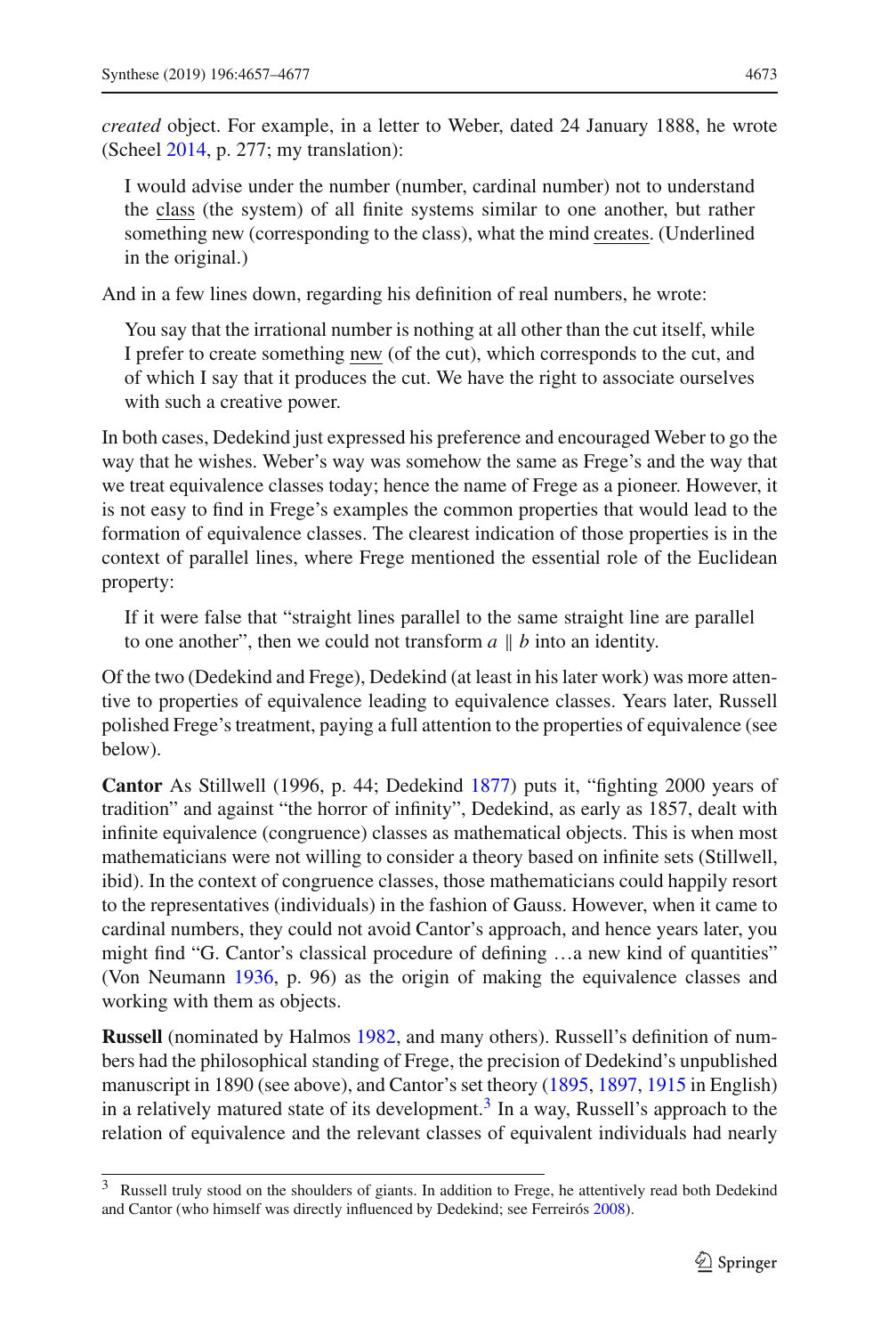*created* object. For example, in a letter to Weber, dated 24 January 1888, he wrote (Scheel 2014, p. 277; my translation):

> I would advise under the number (number, cardinal number) not to understand the class (the system) of all finite systems similar to one another, but rather something new (corresponding to the class), what the mind creates. (Underlined in the original.)

And in a few lines down, regarding his definition of real numbers, he wrote:

> You say that the irrational number is nothing at all other than the cut itself, while I prefer to create something new (of the cut), which corresponds to the cut, and of which I say that it produces the cut. We have the right to associate ourselves with such a creative power.

In both cases, Dedekind just expressed his preference and encouraged Weber to go the way that he wishes. Weber's way was somehow the same as Frege's and the way that we treat equivalence classes today; hence the name of Frege as a pioneer. However, it is not easy to find in Frege's examples the common properties that would lead to the formation of equivalence classes. The clearest indication of those properties is in the context of parallel lines, where Frege mentioned the essential role of the Euclidean property:

> If it were false that "straight lines parallel to the same straight line are parallel to one another", then we could not transform $a \parallel b$ into an identity.

Of the two (Dedekind and Frege), Dedekind (at least in his later work) was more attentive to properties of equivalence leading to equivalence classes. Years later, Russell polished Frege's treatment, paying a full attention to the properties of equivalence (see below).

**Cantor** As Stillwell (1996, p. 44; Dedekind 1877) puts it, "fighting 2000 years of tradition" and against "the horror of infinity", Dedekind, as early as 1857, dealt with infinite equivalence (congruence) classes as mathematical objects. This is when most mathematicians were not willing to consider a theory based on infinite sets (Stillwell, ibid). In the context of congruence classes, those mathematicians could happily resort to the representatives (individuals) in the fashion of Gauss. However, when it came to cardinal numbers, they could not avoid Cantor's approach, and hence years later, you might find "G. Cantor's classical procedure of defining …a new kind of quantities" (Von Neumann 1936, p. 96) as the origin of making the equivalence classes and working with them as objects.

**Russell** (nominated by Halmos 1982, and many others). Russell's definition of numbers had the philosophical standing of Frege, the precision of Dedekind's unpublished manuscript in 1890 (see above), and Cantor's set theory (1895, 1897, 1915 in English) in a relatively matured state of its development.[3] In a way, Russell's approach to the relation of equivalence and the relevant classes of equivalent individuals had nearly

[3] Russell truly stood on the shoulders of giants. In addition to Frege, he attentively read both Dedekind and Cantor (who himself was directly influenced by Dedekind; see Ferreirós 2008).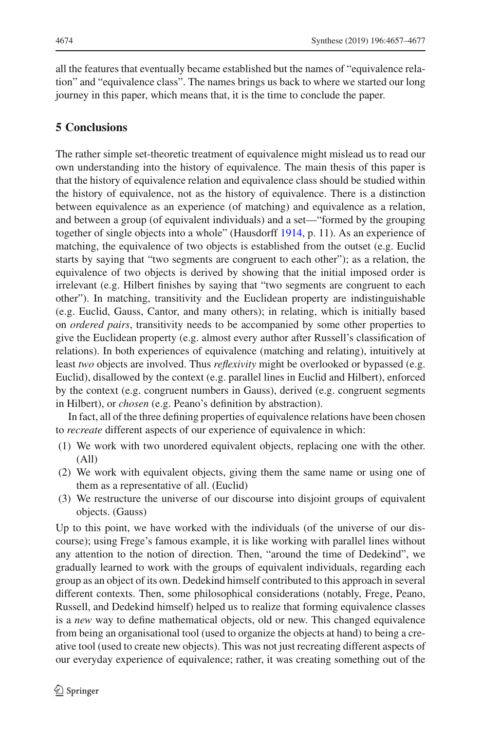all the features that eventually became established but the names of "equivalence relation" and "equivalence class". The names brings us back to where we started our long journey in this paper, which means that, it is the time to conclude the paper.

## 5 Conclusions

The rather simple set-theoretic treatment of equivalence might mislead us to read our own understanding into the history of equivalence. The main thesis of this paper is that the history of equivalence relation and equivalence class should be studied within the history of equivalence, not as the history of equivalence. There is a distinction between equivalence as an experience (of matching) and equivalence as a relation, and between a group (of equivalent individuals) and a set—"formed by the grouping together of single objects into a whole" (Hausdorff 1914, p. 11). As an experience of matching, the equivalence of two objects is established from the outset (e.g. Euclid starts by saying that "two segments are congruent to each other"); as a relation, the equivalence of two objects is derived by showing that the initial imposed order is irrelevant (e.g. Hilbert finishes by saying that "two segments are congruent to each other"). In matching, transitivity and the Euclidean property are indistinguishable (e.g. Euclid, Gauss, Cantor, and many others); in relating, which is initially based on *ordered pairs*, transitivity needs to be accompanied by some other properties to give the Euclidean property (e.g. almost every author after Russell's classification of relations). In both experiences of equivalence (matching and relating), intuitively at least *two* objects are involved. Thus *reflexivity* might be overlooked or bypassed (e.g. Euclid), disallowed by the context (e.g. parallel lines in Euclid and Hilbert), enforced by the context (e.g. congruent numbers in Gauss), derived (e.g. congruent segments in Hilbert), or *chosen* (e.g. Peano's definition by abstraction).

In fact, all of the three defining properties of equivalence relations have been chosen to *recreate* different aspects of our experience of equivalence in which:

(1) We work with two unordered equivalent objects, replacing one with the other. (All)
(2) We work with equivalent objects, giving them the same name or using one of them as a representative of all. (Euclid)
(3) We restructure the universe of our discourse into disjoint groups of equivalent objects. (Gauss)

Up to this point, we have worked with the individuals (of the universe of our discourse); using Frege's famous example, it is like working with parallel lines without any attention to the notion of direction. Then, "around the time of Dedekind", we gradually learned to work with the groups of equivalent individuals, regarding each group as an object of its own. Dedekind himself contributed to this approach in several different contexts. Then, some philosophical considerations (notably, Frege, Peano, Russell, and Dedekind himself) helped us to realize that forming equivalence classes is a *new* way to define mathematical objects, old or new. This changed equivalence from being an organisational tool (used to organize the objects at hand) to being a creative tool (used to create new objects). This was not just recreating different aspects of our everyday experience of equivalence; rather, it was creating something out of the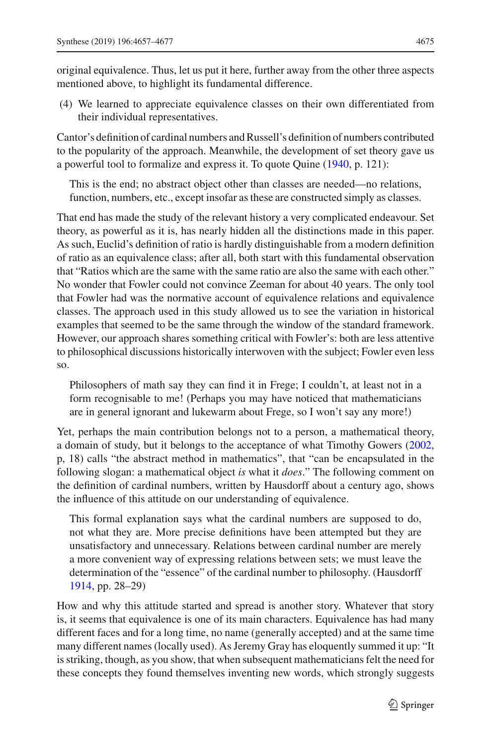original equivalence. Thus, let us put it here, further away from the other three aspects mentioned above, to highlight its fundamental difference.

(4) We learned to appreciate equivalence classes on their own differentiated from their individual representatives.

Cantor's definition of cardinal numbers and Russell's definition of numbers contributed to the popularity of the approach. Meanwhile, the development of set theory gave us a powerful tool to formalize and express it. To quote Quine (1940, p. 121):

> This is the end; no abstract object other than classes are needed—no relations, function, numbers, etc., except insofar as these are constructed simply as classes.

That end has made the study of the relevant history a very complicated endeavour. Set theory, as powerful as it is, has nearly hidden all the distinctions made in this paper. As such, Euclid's definition of ratio is hardly distinguishable from a modern definition of ratio as an equivalence class; after all, both start with this fundamental observation that "Ratios which are the same with the same ratio are also the same with each other." No wonder that Fowler could not convince Zeeman for about 40 years. The only tool that Fowler had was the normative account of equivalence relations and equivalence classes. The approach used in this study allowed us to see the variation in historical examples that seemed to be the same through the window of the standard framework. However, our approach shares something critical with Fowler's: both are less attentive to philosophical discussions historically interwoven with the subject; Fowler even less so.

> Philosophers of math say they can find it in Frege; I couldn't, at least not in a form recognisable to me! (Perhaps you may have noticed that mathematicians are in general ignorant and lukewarm about Frege, so I won't say any more!)

Yet, perhaps the main contribution belongs not to a person, a mathematical theory, a domain of study, but it belongs to the acceptance of what Timothy Gowers (2002, p, 18) calls "the abstract method in mathematics", that "can be encapsulated in the following slogan: a mathematical object *is* what it *does*." The following comment on the definition of cardinal numbers, written by Hausdorff about a century ago, shows the influence of this attitude on our understanding of equivalence.

> This formal explanation says what the cardinal numbers are supposed to do, not what they are. More precise definitions have been attempted but they are unsatisfactory and unnecessary. Relations between cardinal number are merely a more convenient way of expressing relations between sets; we must leave the determination of the "essence" of the cardinal number to philosophy. (Hausdorff 1914, pp. 28–29)

How and why this attitude started and spread is another story. Whatever that story is, it seems that equivalence is one of its main characters. Equivalence has had many different faces and for a long time, no name (generally accepted) and at the same time many different names (locally used). As Jeremy Gray has eloquently summed it up: "It is striking, though, as you show, that when subsequent mathematicians felt the need for these concepts they found themselves inventing new words, which strongly suggests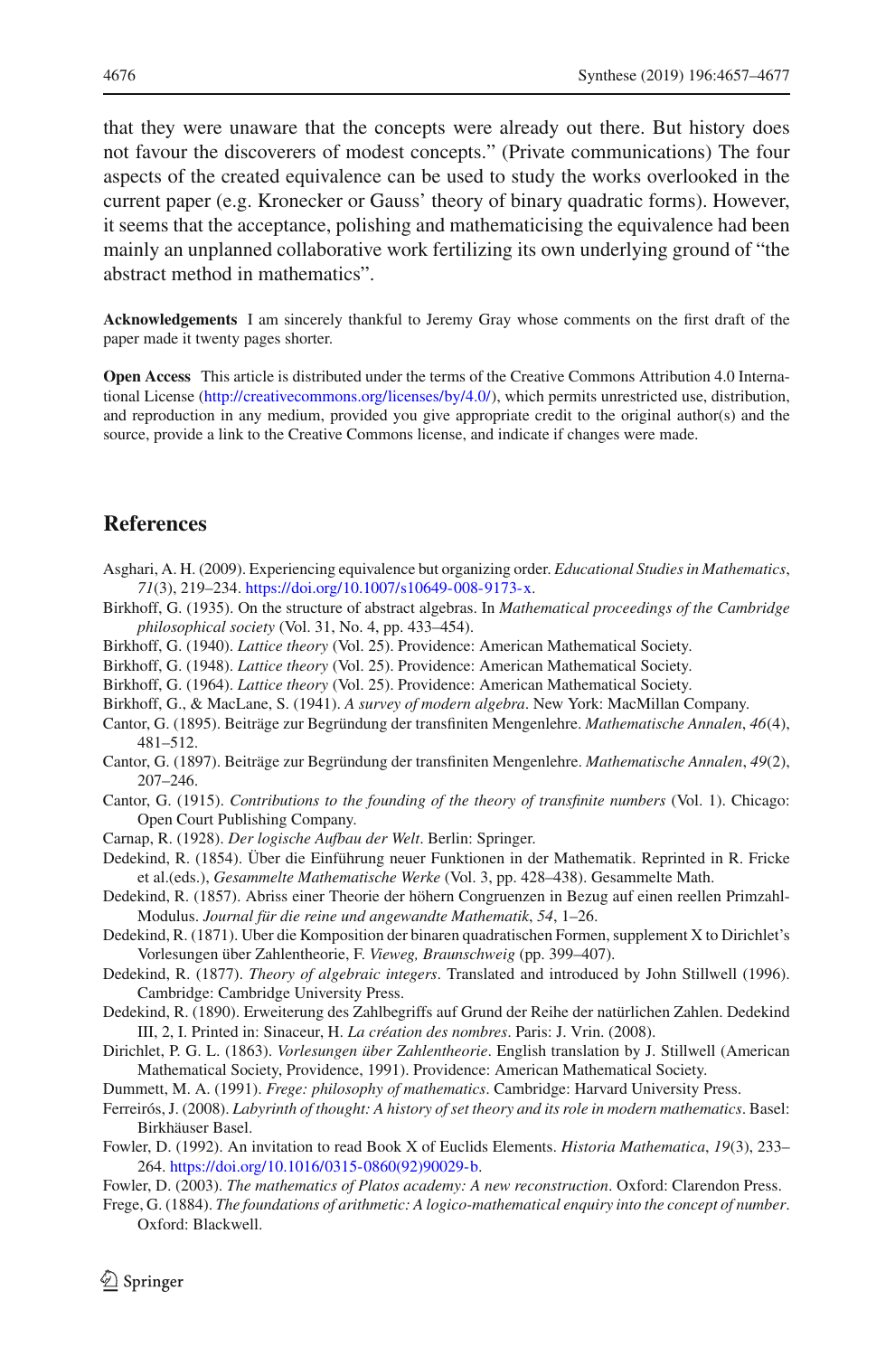that they were unaware that the concepts were already out there. But history does not favour the discoverers of modest concepts." (Private communications) The four aspects of the created equivalence can be used to study the works overlooked in the current paper (e.g. Kronecker or Gauss' theory of binary quadratic forms). However, it seems that the acceptance, polishing and mathematicising the equivalence had been mainly an unplanned collaborative work fertilizing its own underlying ground of "the abstract method in mathematics".

**Acknowledgements** I am sincerely thankful to Jeremy Gray whose comments on the first draft of the paper made it twenty pages shorter.

**Open Access** This article is distributed under the terms of the Creative Commons Attribution 4.0 International License (http://creativecommons.org/licenses/by/4.0/), which permits unrestricted use, distribution, and reproduction in any medium, provided you give appropriate credit to the original author(s) and the source, provide a link to the Creative Commons license, and indicate if changes were made.

## References

Asghari, A. H. (2009). Experiencing equivalence but organizing order. *Educational Studies in Mathematics*, *71*(3), 219–234. https://doi.org/10.1007/s10649-008-9173-x.

Birkhoff, G. (1935). On the structure of abstract algebras. In *Mathematical proceedings of the Cambridge philosophical society* (Vol. 31, No. 4, pp. 433–454).

Birkhoff, G. (1940). *Lattice theory* (Vol. 25). Providence: American Mathematical Society.

Birkhoff, G. (1948). *Lattice theory* (Vol. 25). Providence: American Mathematical Society.

Birkhoff, G. (1964). *Lattice theory* (Vol. 25). Providence: American Mathematical Society.

Birkhoff, G., & MacLane, S. (1941). *A survey of modern algebra*. New York: MacMillan Company.

Cantor, G. (1895). Beiträge zur Begründung der transfiniten Mengenlehre. *Mathematische Annalen*, *46*(4), 481–512.

Cantor, G. (1897). Beiträge zur Begründung der transfiniten Mengenlehre. *Mathematische Annalen*, *49*(2), 207–246.

Cantor, G. (1915). *Contributions to the founding of the theory of transfinite numbers* (Vol. 1). Chicago: Open Court Publishing Company.

Carnap, R. (1928). *Der logische Aufbau der Welt*. Berlin: Springer.

Dedekind, R. (1854). Über die Einführung neuer Funktionen in der Mathematik. Reprinted in R. Fricke et al.(eds.), *Gesammelte Mathematische Werke* (Vol. 3, pp. 428–438). Gesammelte Math.

Dedekind, R. (1857). Abriss einer Theorie der höhern Congruenzen in Bezug auf einen reellen Primzahl-Modulus. *Journal für die reine und angewandte Mathematik*, *54*, 1–26.

Dedekind, R. (1871). Uber die Komposition der binaren quadratischen Formen, supplement X to Dirichlet's Vorlesungen über Zahlentheorie, F. *Vieweg, Braunschweig* (pp. 399–407).

Dedekind, R. (1877). *Theory of algebraic integers*. Translated and introduced by John Stillwell (1996). Cambridge: Cambridge University Press.

Dedekind, R. (1890). Erweiterung des Zahlbegriffs auf Grund der Reihe der natürlichen Zahlen. Dedekind III, 2, I. Printed in: Sinaceur, H. *La création des nombres*. Paris: J. Vrin. (2008).

Dirichlet, P. G. L. (1863). *Vorlesungen über Zahlentheorie*. English translation by J. Stillwell (American Mathematical Society, Providence, 1991). Providence: American Mathematical Society.

Dummett, M. A. (1991). *Frege: philosophy of mathematics*. Cambridge: Harvard University Press.

Ferreirós, J. (2008). *Labyrinth of thought: A history of set theory and its role in modern mathematics*. Basel: Birkhäuser Basel.

Fowler, D. (1992). An invitation to read Book X of Euclids Elements. *Historia Mathematica*, *19*(3), 233–264. https://doi.org/10.1016/0315-0860(92)90029-b.

Fowler, D. (2003). *The mathematics of Platos academy: A new reconstruction*. Oxford: Clarendon Press.

Frege, G. (1884). *The foundations of arithmetic: A logico-mathematical enquiry into the concept of number*. Oxford: Blackwell.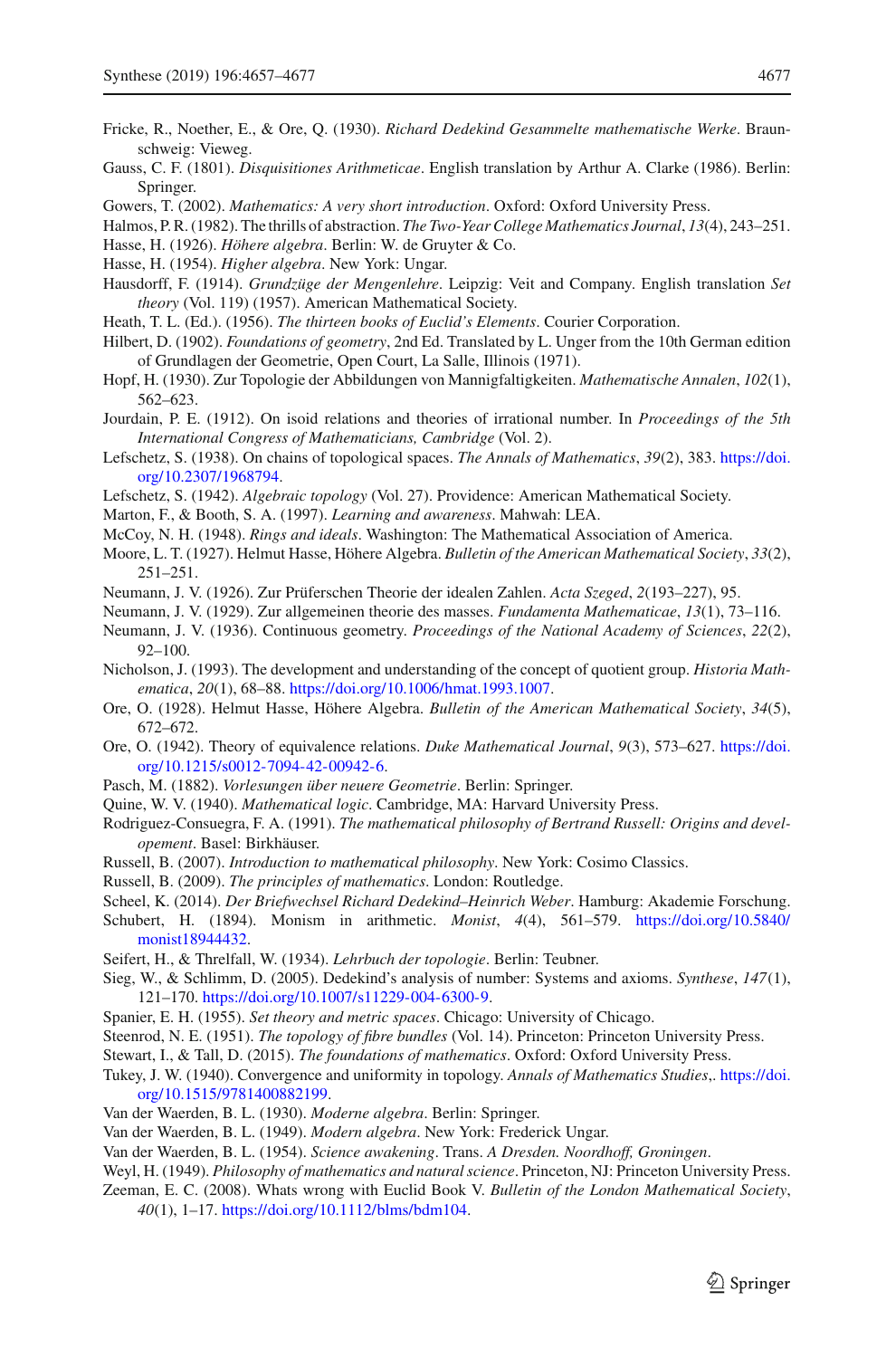Fricke, R., Noether, E., & Ore, Q. (1930). *Richard Dedekind Gesammelte mathematische Werke*. Braunschweig: Vieweg.

Gauss, C. F. (1801). *Disquisitiones Arithmeticae*. English translation by Arthur A. Clarke (1986). Berlin: Springer.

Gowers, T. (2002). *Mathematics: A very short introduction*. Oxford: Oxford University Press.

Halmos, P. R. (1982). The thrills of abstraction. *The Two-Year College Mathematics Journal*, *13*(4), 243–251.

Hasse, H. (1926). *Höhere algebra*. Berlin: W. de Gruyter & Co.

Hasse, H. (1954). *Higher algebra*. New York: Ungar.

Hausdorff, F. (1914). *Grundzüge der Mengenlehre*. Leipzig: Veit and Company. English translation *Set theory* (Vol. 119) (1957). American Mathematical Society.

Heath, T. L. (Ed.). (1956). *The thirteen books of Euclid's Elements*. Courier Corporation.

Hilbert, D. (1902). *Foundations of geometry*, 2nd Ed. Translated by L. Unger from the 10th German edition of Grundlagen der Geometrie, Open Court, La Salle, Illinois (1971).

Hopf, H. (1930). Zur Topologie der Abbildungen von Mannigfaltigkeiten. *Mathematische Annalen*, *102*(1), 562–623.

Jourdain, P. E. (1912). On isoid relations and theories of irrational number. In *Proceedings of the 5th International Congress of Mathematicians, Cambridge* (Vol. 2).

Lefschetz, S. (1938). On chains of topological spaces. *The Annals of Mathematics*, *39*(2), 383. https://doi.org/10.2307/1968794.

Lefschetz, S. (1942). *Algebraic topology* (Vol. 27). Providence: American Mathematical Society.

Marton, F., & Booth, S. A. (1997). *Learning and awareness*. Mahwah: LEA.

McCoy, N. H. (1948). *Rings and ideals*. Washington: The Mathematical Association of America.

Moore, L. T. (1927). Helmut Hasse, Höhere Algebra. *Bulletin of the American Mathematical Society*, *33*(2), 251–251.

Neumann, J. V. (1926). Zur Prüferschen Theorie der idealen Zahlen. *Acta Szeged*, *2*(193–227), 95.

Neumann, J. V. (1929). Zur allgemeinen theorie des masses. *Fundamenta Mathematicae*, *13*(1), 73–116.

Neumann, J. V. (1936). Continuous geometry. *Proceedings of the National Academy of Sciences*, *22*(2), 92–100.

Nicholson, J. (1993). The development and understanding of the concept of quotient group. *Historia Mathematica*, *20*(1), 68–88. https://doi.org/10.1006/hmat.1993.1007.

Ore, O. (1928). Helmut Hasse, Höhere Algebra. *Bulletin of the American Mathematical Society*, *34*(5), 672–672.

Ore, O. (1942). Theory of equivalence relations. *Duke Mathematical Journal*, *9*(3), 573–627. https://doi.org/10.1215/s0012-7094-42-00942-6.

Pasch, M. (1882). *Vorlesungen über neuere Geometrie*. Berlin: Springer.

Quine, W. V. (1940). *Mathematical logic*. Cambridge, MA: Harvard University Press.

Rodriguez-Consuegra, F. A. (1991). *The mathematical philosophy of Bertrand Russell: Origins and development*. Basel: Birkhäuser.

Russell, B. (2007). *Introduction to mathematical philosophy*. New York: Cosimo Classics.

Russell, B. (2009). *The principles of mathematics*. London: Routledge.

Scheel, K. (2014). *Der Briefwechsel Richard Dedekind–Heinrich Weber*. Hamburg: Akademie Forschung.

Schubert, H. (1894). Monism in arithmetic. *Monist*, *4*(4), 561–579. https://doi.org/10.5840/monist18944432.

Seifert, H., & Threlfall, W. (1934). *Lehrbuch der topologie*. Berlin: Teubner.

Sieg, W., & Schlimm, D. (2005). Dedekind's analysis of number: Systems and axioms. *Synthese*, *147*(1), 121–170. https://doi.org/10.1007/s11229-004-6300-9.

Spanier, E. H. (1955). *Set theory and metric spaces*. Chicago: University of Chicago.

Steenrod, N. E. (1951). *The topology of fibre bundles* (Vol. 14). Princeton: Princeton University Press.

Stewart, I., & Tall, D. (2015). *The foundations of mathematics*. Oxford: Oxford University Press.

Tukey, J. W. (1940). Convergence and uniformity in topology. *Annals of Mathematics Studies*,. https://doi.org/10.1515/9781400882199.

Van der Waerden, B. L. (1930). *Moderne algebra*. Berlin: Springer.

Van der Waerden, B. L. (1949). *Modern algebra*. New York: Frederick Ungar.

Van der Waerden, B. L. (1954). *Science awakening*. Trans. *A Dresden. Noordhoff, Groningen*.

Weyl, H. (1949). *Philosophy of mathematics and natural science*. Princeton, NJ: Princeton University Press.

Zeeman, E. C. (2008). Whats wrong with Euclid Book V. *Bulletin of the London Mathematical Society*, *40*(1), 1–17. https://doi.org/10.1112/blms/bdm104.